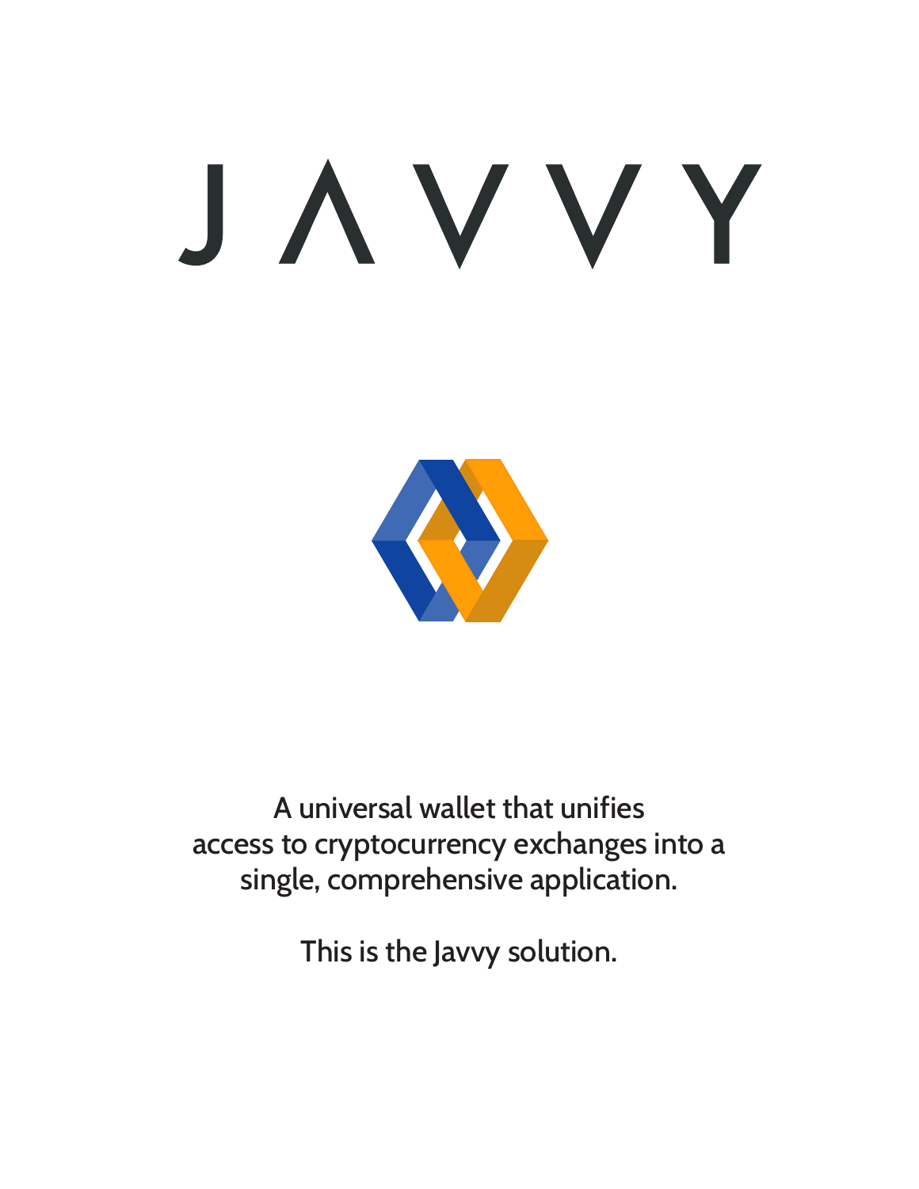# JAVVY

A universal wallet that unifies
access to cryptocurrency exchanges into a
single, comprehensive application.

This is the Javvy solution.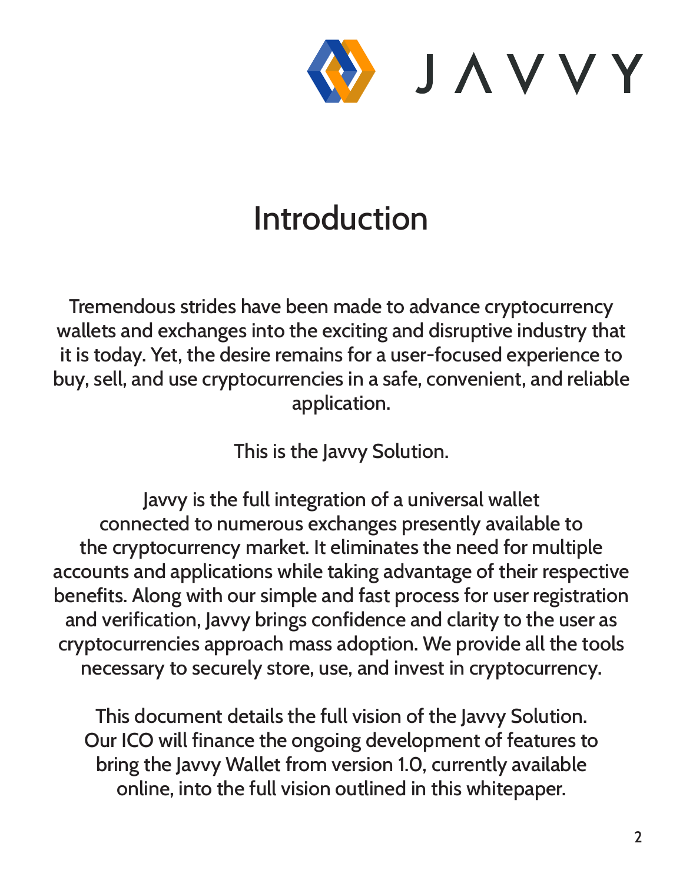# Introduction

Tremendous strides have been made to advance cryptocurrency wallets and exchanges into the exciting and disruptive industry that it is today. Yet, the desire remains for a user-focused experience to buy, sell, and use cryptocurrencies in a safe, convenient, and reliable application.

This is the Javvy Solution.

Javvy is the full integration of a universal wallet connected to numerous exchanges presently available to the cryptocurrency market. It eliminates the need for multiple accounts and applications while taking advantage of their respective benefits. Along with our simple and fast process for user registration and verification, Javvy brings confidence and clarity to the user as cryptocurrencies approach mass adoption. We provide all the tools necessary to securely store, use, and invest in cryptocurrency.

This document details the full vision of the Javvy Solution. Our ICO will finance the ongoing development of features to bring the Javvy Wallet from version 1.0, currently available online, into the full vision outlined in this whitepaper.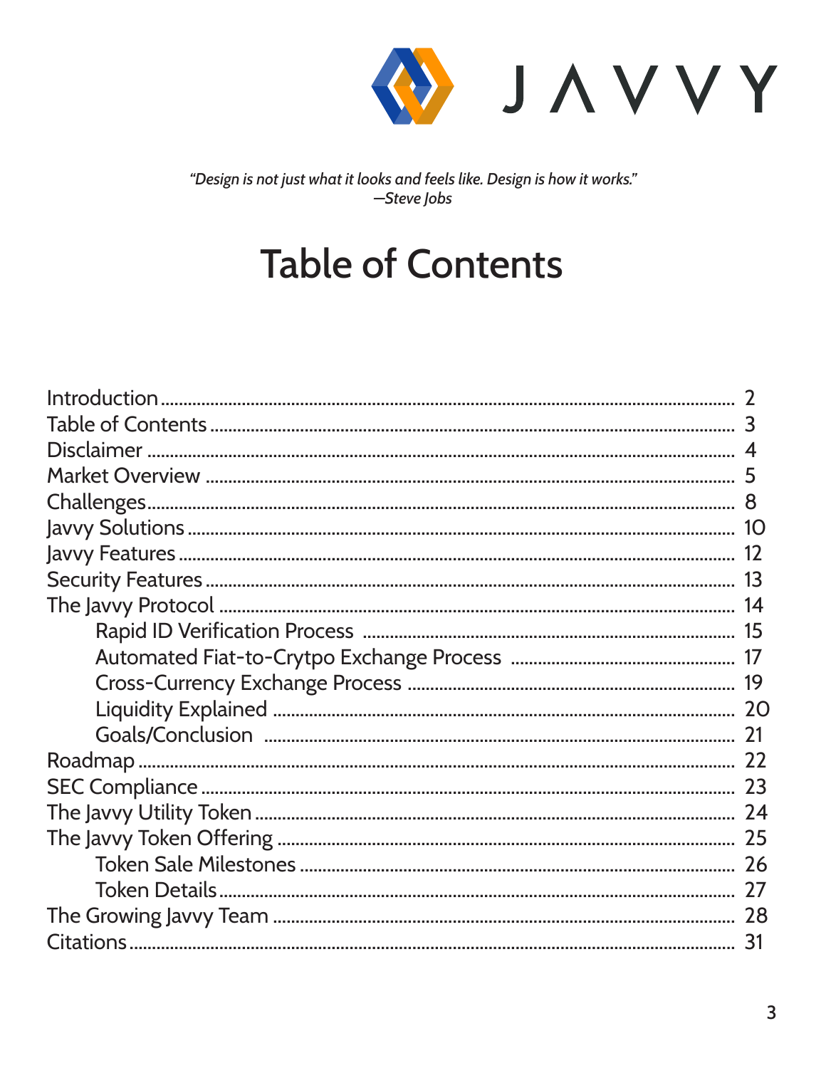JAVVY

*"Design is not just what it looks and feels like. Design is how it works."*
*—Steve Jobs*

# Table of Contents

- Introduction .......... 2
- Table of Contents .......... 3
- Disclaimer .......... 4
- Market Overview .......... 5
- Challenges .......... 8
- Javvy Solutions .......... 10
- Javvy Features .......... 12
- Security Features .......... 13
- The Javvy Protocol .......... 14
    - Rapid ID Verification Process .......... 15
    - Automated Fiat-to-Crytpo Exchange Process .......... 17
    - Cross-Currency Exchange Process .......... 19
    - Liquidity Explained .......... 20
    - Goals/Conclusion .......... 21
- Roadmap .......... 22
- SEC Compliance .......... 23
- The Javvy Utility Token .......... 24
- The Javvy Token Offering .......... 25
    - Token Sale Milestones .......... 26
    - Token Details .......... 27
- The Growing Javvy Team .......... 28
- Citations .......... 31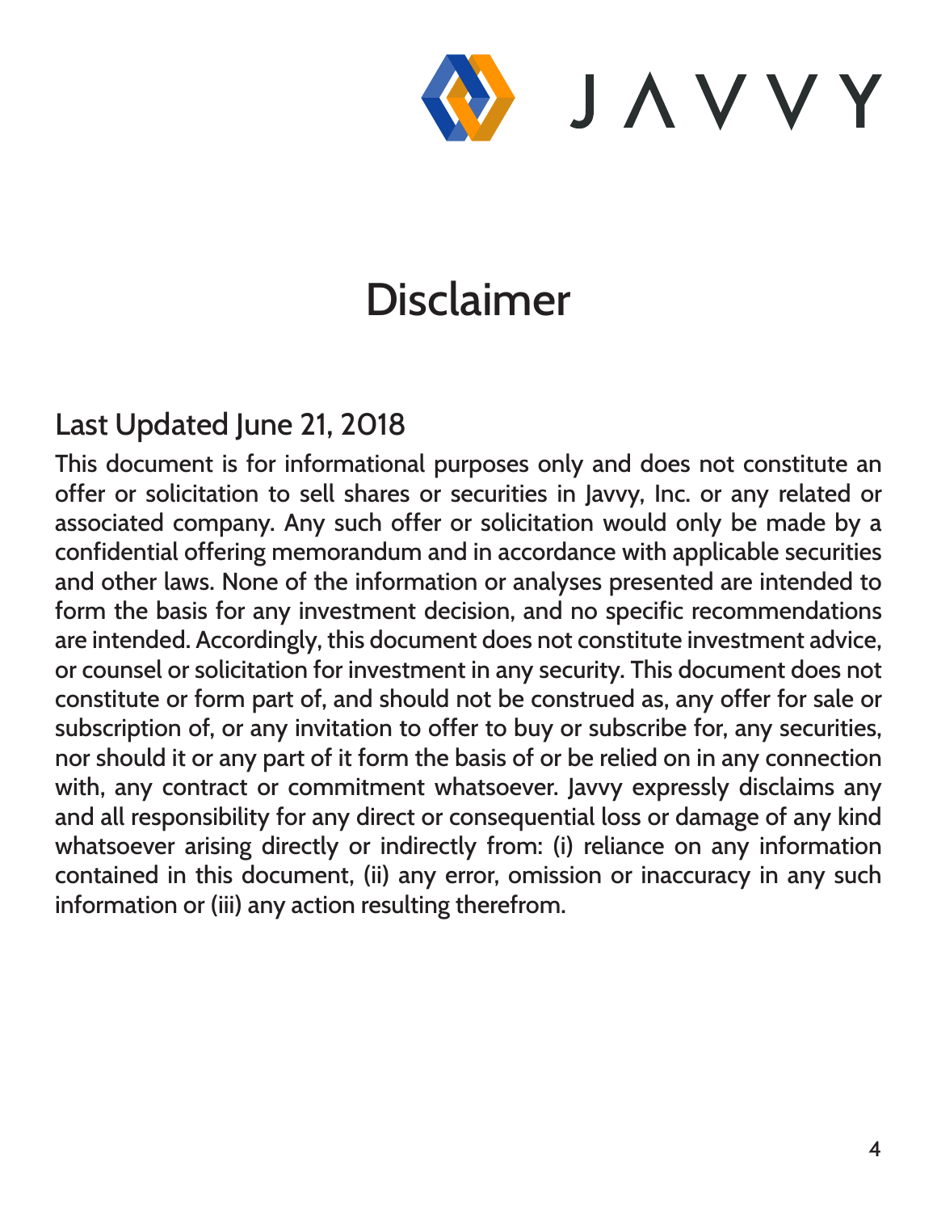# Disclaimer

## Last Updated June 21, 2018

This document is for informational purposes only and does not constitute an offer or solicitation to sell shares or securities in Javvy, Inc. or any related or associated company. Any such offer or solicitation would only be made by a confidential offering memorandum and in accordance with applicable securities and other laws. None of the information or analyses presented are intended to form the basis for any investment decision, and no specific recommendations are intended. Accordingly, this document does not constitute investment advice, or counsel or solicitation for investment in any security. This document does not constitute or form part of, and should not be construed as, any offer for sale or subscription of, or any invitation to offer to buy or subscribe for, any securities, nor should it or any part of it form the basis of or be relied on in any connection with, any contract or commitment whatsoever. Javvy expressly disclaims any and all responsibility for any direct or consequential loss or damage of any kind whatsoever arising directly or indirectly from: (i) reliance on any information contained in this document, (ii) any error, omission or inaccuracy in any such information or (iii) any action resulting therefrom.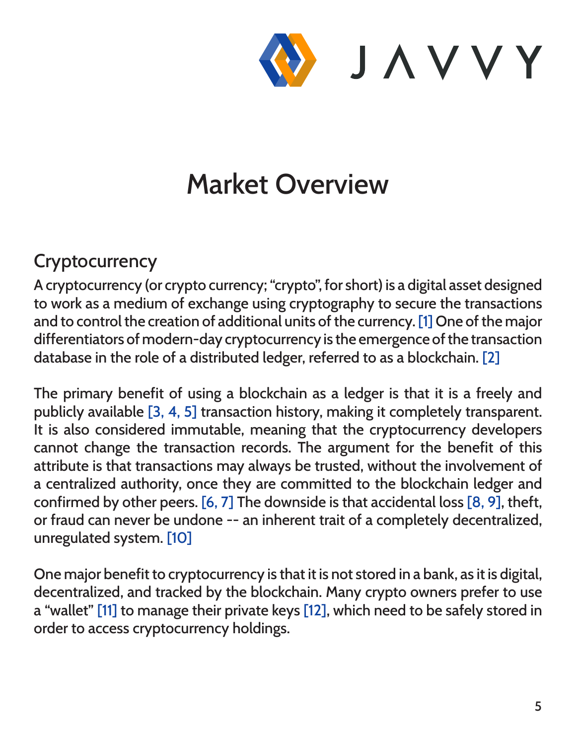# Market Overview

## Cryptocurrency

A cryptocurrency (or crypto currency; "crypto", for short) is a digital asset designed to work as a medium of exchange using cryptography to secure the transactions and to control the creation of additional units of the currency. [1] One of the major differentiators of modern-day cryptocurrency is the emergence of the transaction database in the role of a distributed ledger, referred to as a blockchain. [2]

The primary benefit of using a blockchain as a ledger is that it is a freely and publicly available [3, 4, 5] transaction history, making it completely transparent. It is also considered immutable, meaning that the cryptocurrency developers cannot change the transaction records. The argument for the benefit of this attribute is that transactions may always be trusted, without the involvement of a centralized authority, once they are committed to the blockchain ledger and confirmed by other peers. [6, 7] The downside is that accidental loss [8, 9], theft, or fraud can never be undone -- an inherent trait of a completely decentralized, unregulated system. [10]

One major benefit to cryptocurrency is that it is not stored in a bank, as it is digital, decentralized, and tracked by the blockchain. Many crypto owners prefer to use a "wallet" [11] to manage their private keys [12], which need to be safely stored in order to access cryptocurrency holdings.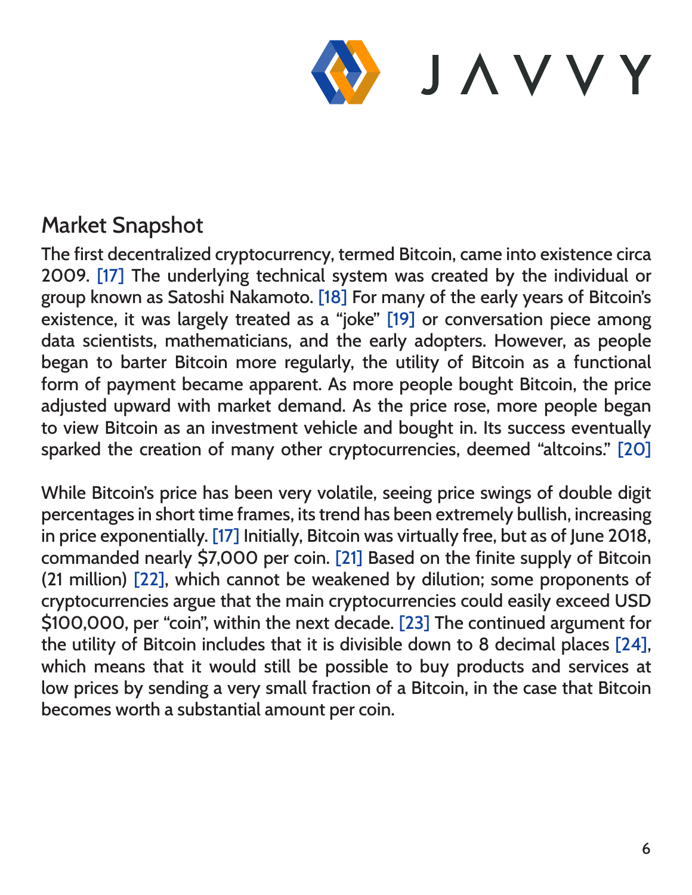## Market Snapshot

The first decentralized cryptocurrency, termed Bitcoin, came into existence circa 2009. [17] The underlying technical system was created by the individual or group known as Satoshi Nakamoto. [18] For many of the early years of Bitcoin's existence, it was largely treated as a "joke" [19] or conversation piece among data scientists, mathematicians, and the early adopters. However, as people began to barter Bitcoin more regularly, the utility of Bitcoin as a functional form of payment became apparent. As more people bought Bitcoin, the price adjusted upward with market demand. As the price rose, more people began to view Bitcoin as an investment vehicle and bought in. Its success eventually sparked the creation of many other cryptocurrencies, deemed "altcoins." [20]

While Bitcoin's price has been very volatile, seeing price swings of double digit percentages in short time frames, its trend has been extremely bullish, increasing in price exponentially. [17] Initially, Bitcoin was virtually free, but as of June 2018, commanded nearly $7,000 per coin. [21] Based on the finite supply of Bitcoin (21 million) [22], which cannot be weakened by dilution; some proponents of cryptocurrencies argue that the main cryptocurrencies could easily exceed USD $100,000, per "coin", within the next decade. [23] The continued argument for the utility of Bitcoin includes that it is divisible down to 8 decimal places [24], which means that it would still be possible to buy products and services at low prices by sending a very small fraction of a Bitcoin, in the case that Bitcoin becomes worth a substantial amount per coin.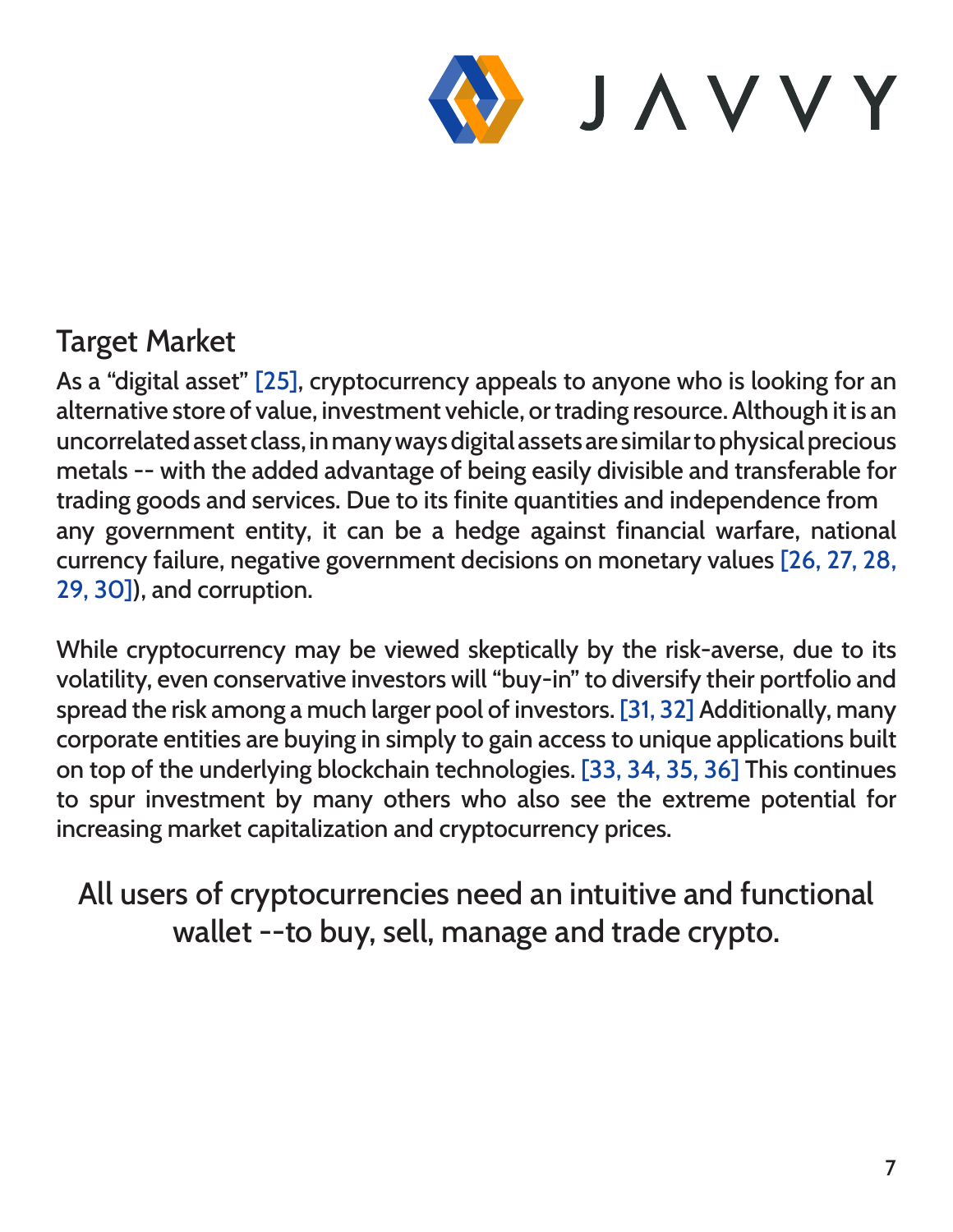## Target Market

As a "digital asset" [25], cryptocurrency appeals to anyone who is looking for an alternative store of value, investment vehicle, or trading resource. Although it is an uncorrelated asset class, in many ways digital assets are similar to physical precious metals -- with the added advantage of being easily divisible and transferable for trading goods and services. Due to its finite quantities and independence from any government entity, it can be a hedge against financial warfare, national currency failure, negative government decisions on monetary values [26, 27, 28, 29, 30]), and corruption.

While cryptocurrency may be viewed skeptically by the risk-averse, due to its volatility, even conservative investors will "buy-in" to diversify their portfolio and spread the risk among a much larger pool of investors. [31, 32] Additionally, many corporate entities are buying in simply to gain access to unique applications built on top of the underlying blockchain technologies. [33, 34, 35, 36] This continues to spur investment by many others who also see the extreme potential for increasing market capitalization and cryptocurrency prices.

All users of cryptocurrencies need an intuitive and functional wallet --to buy, sell, manage and trade crypto.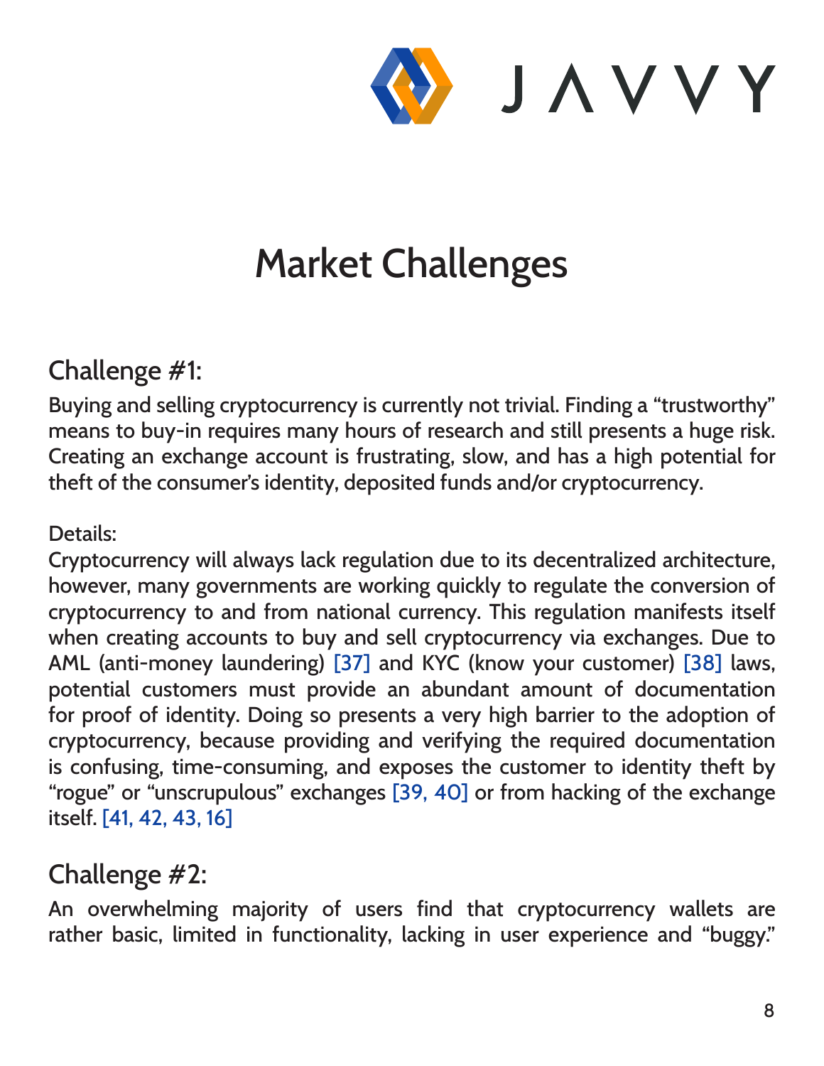# Market Challenges

## Challenge #1:

Buying and selling cryptocurrency is currently not trivial. Finding a "trustworthy" means to buy-in requires many hours of research and still presents a huge risk. Creating an exchange account is frustrating, slow, and has a high potential for theft of the consumer's identity, deposited funds and/or cryptocurrency.

Details:
Cryptocurrency will always lack regulation due to its decentralized architecture, however, many governments are working quickly to regulate the conversion of cryptocurrency to and from national currency. This regulation manifests itself when creating accounts to buy and sell cryptocurrency via exchanges. Due to AML (anti-money laundering) [37] and KYC (know your customer) [38] laws, potential customers must provide an abundant amount of documentation for proof of identity. Doing so presents a very high barrier to the adoption of cryptocurrency, because providing and verifying the required documentation is confusing, time-consuming, and exposes the customer to identity theft by "rogue" or "unscrupulous" exchanges [39, 40] or from hacking of the exchange itself. [41, 42, 43, 16]

## Challenge #2:

An overwhelming majority of users find that cryptocurrency wallets are rather basic, limited in functionality, lacking in user experience and "buggy."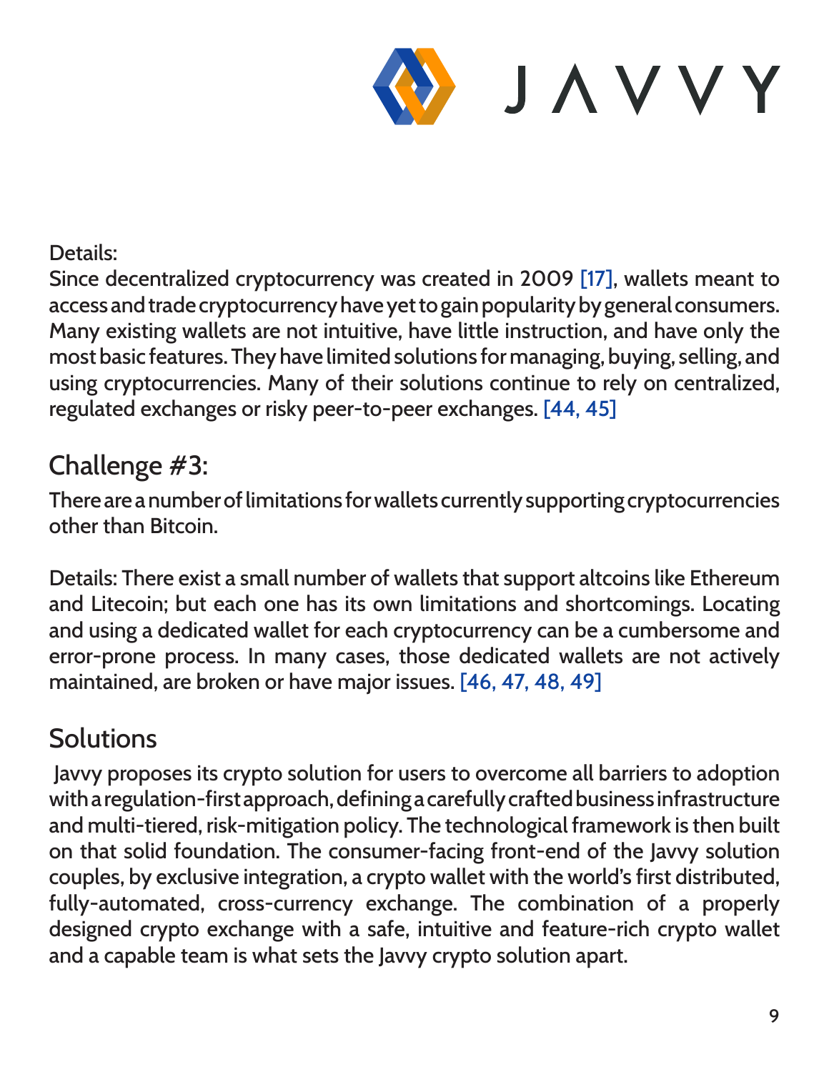Details:
Since decentralized cryptocurrency was created in 2009 [17], wallets meant to access and trade cryptocurrency have yet to gain popularity by general consumers. Many existing wallets are not intuitive, have little instruction, and have only the most basic features. They have limited solutions for managing, buying, selling, and using cryptocurrencies. Many of their solutions continue to rely on centralized, regulated exchanges or risky peer-to-peer exchanges. [44, 45]

## Challenge #3:

There are a number of limitations for wallets currently supporting cryptocurrencies other than Bitcoin.

Details: There exist a small number of wallets that support altcoins like Ethereum and Litecoin; but each one has its own limitations and shortcomings. Locating and using a dedicated wallet for each cryptocurrency can be a cumbersome and error-prone process. In many cases, those dedicated wallets are not actively maintained, are broken or have major issues. [46, 47, 48, 49]

## Solutions

Javvy proposes its crypto solution for users to overcome all barriers to adoption with a regulation-first approach, defining a carefully crafted business infrastructure and multi-tiered, risk-mitigation policy. The technological framework is then built on that solid foundation. The consumer-facing front-end of the Javvy solution couples, by exclusive integration, a crypto wallet with the world's first distributed, fully-automated, cross-currency exchange. The combination of a properly designed crypto exchange with a safe, intuitive and feature-rich crypto wallet and a capable team is what sets the Javvy crypto solution apart.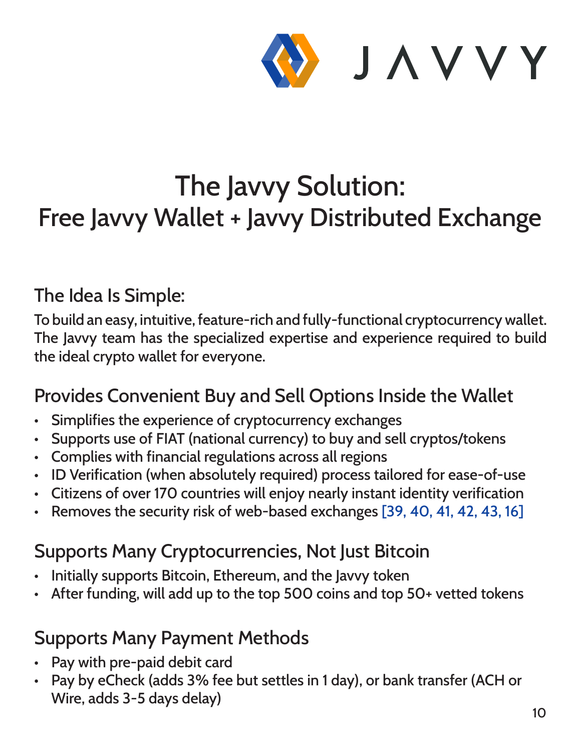# The Javvy Solution:
# Free Javvy Wallet + Javvy Distributed Exchange

## The Idea Is Simple:

To build an easy, intuitive, feature-rich and fully-functional cryptocurrency wallet. The Javvy team has the specialized expertise and experience required to build the ideal crypto wallet for everyone.

## Provides Convenient Buy and Sell Options Inside the Wallet

- Simplifies the experience of cryptocurrency exchanges
- Supports use of FIAT (national currency) to buy and sell cryptos/tokens
- Complies with financial regulations across all regions
- ID Verification (when absolutely required) process tailored for ease-of-use
- Citizens of over 170 countries will enjoy nearly instant identity verification
- Removes the security risk of web-based exchanges [39, 40, 41, 42, 43, 16]

## Supports Many Cryptocurrencies, Not Just Bitcoin

- Initially supports Bitcoin, Ethereum, and the Javvy token
- After funding, will add up to the top 500 coins and top 50+ vetted tokens

## Supports Many Payment Methods

- Pay with pre-paid debit card
- Pay by eCheck (adds 3% fee but settles in 1 day), or bank transfer (ACH or Wire, adds 3-5 days delay)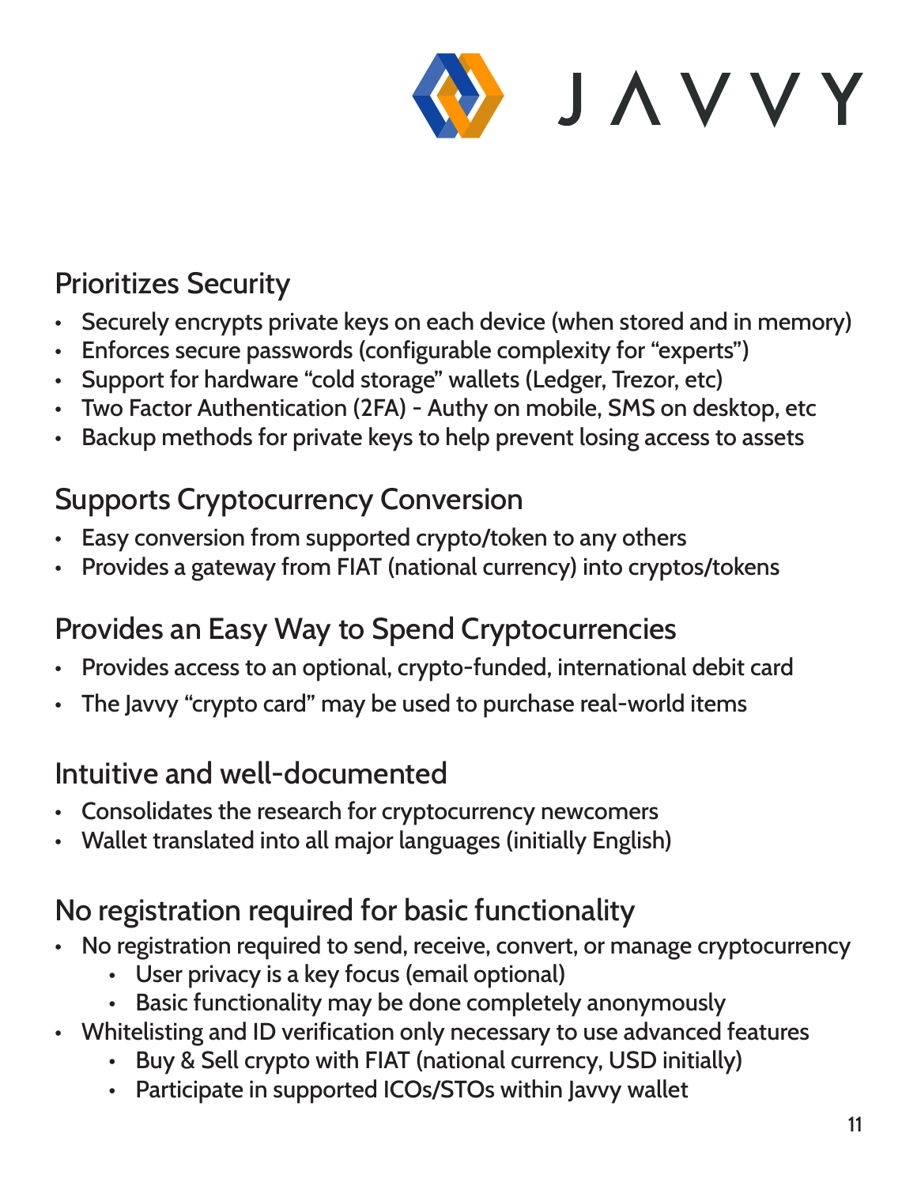## Prioritizes Security

- Securely encrypts private keys on each device (when stored and in memory)
- Enforces secure passwords (configurable complexity for "experts")
- Support for hardware "cold storage" wallets (Ledger, Trezor, etc)
- Two Factor Authentication (2FA) - Authy on mobile, SMS on desktop, etc
- Backup methods for private keys to help prevent losing access to assets

## Supports Cryptocurrency Conversion

- Easy conversion from supported crypto/token to any others
- Provides a gateway from FIAT (national currency) into cryptos/tokens

## Provides an Easy Way to Spend Cryptocurrencies

- Provides access to an optional, crypto-funded, international debit card
- The Javvy "crypto card" may be used to purchase real-world items

## Intuitive and well-documented

- Consolidates the research for cryptocurrency newcomers
- Wallet translated into all major languages (initially English)

## No registration required for basic functionality

- No registration required to send, receive, convert, or manage cryptocurrency
  - User privacy is a key focus (email optional)
  - Basic functionality may be done completely anonymously
- Whitelisting and ID verification only necessary to use advanced features
  - Buy & Sell crypto with FIAT (national currency, USD initially)
  - Participate in supported ICOs/STOs within Javvy wallet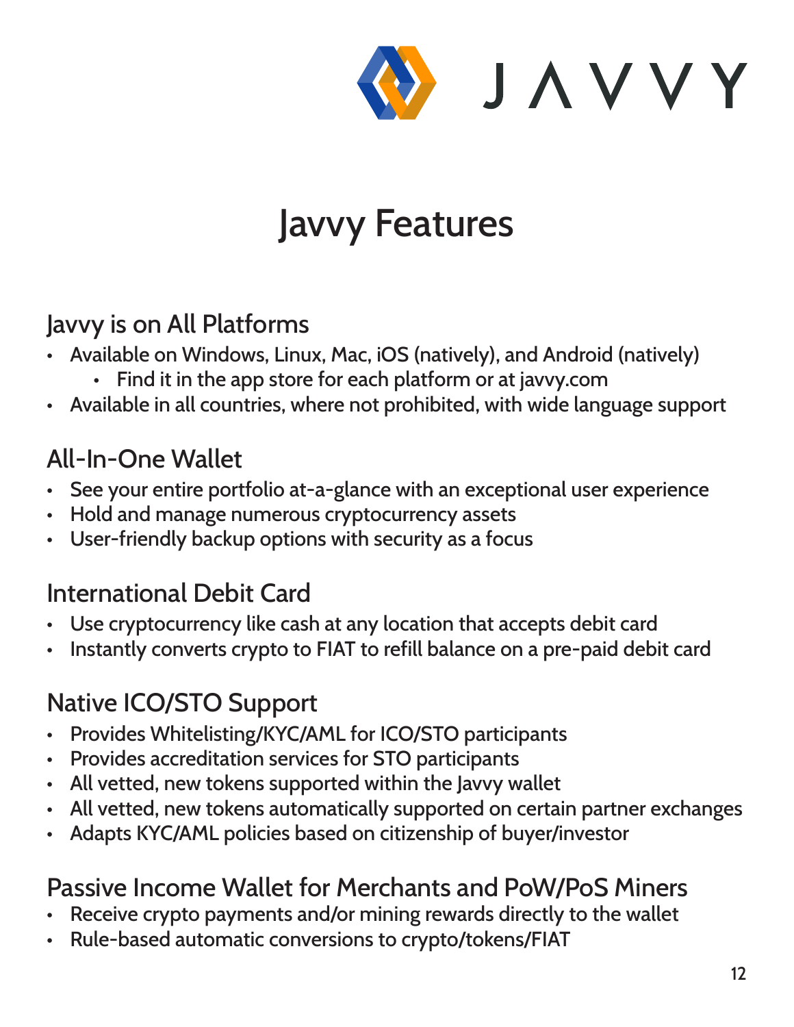# Javvy Features

## Javvy is on All Platforms

- Available on Windows, Linux, Mac, iOS (natively), and Android (natively)
  - Find it in the app store for each platform or at javvy.com
- Available in all countries, where not prohibited, with wide language support

## All-In-One Wallet

- See your entire portfolio at-a-glance with an exceptional user experience
- Hold and manage numerous cryptocurrency assets
- User-friendly backup options with security as a focus

## International Debit Card

- Use cryptocurrency like cash at any location that accepts debit card
- Instantly converts crypto to FIAT to refill balance on a pre-paid debit card

## Native ICO/STO Support

- Provides Whitelisting/KYC/AML for ICO/STO participants
- Provides accreditation services for STO participants
- All vetted, new tokens supported within the Javvy wallet
- All vetted, new tokens automatically supported on certain partner exchanges
- Adapts KYC/AML policies based on citizenship of buyer/investor

## Passive Income Wallet for Merchants and PoW/PoS Miners

- Receive crypto payments and/or mining rewards directly to the wallet
- Rule-based automatic conversions to crypto/tokens/FIAT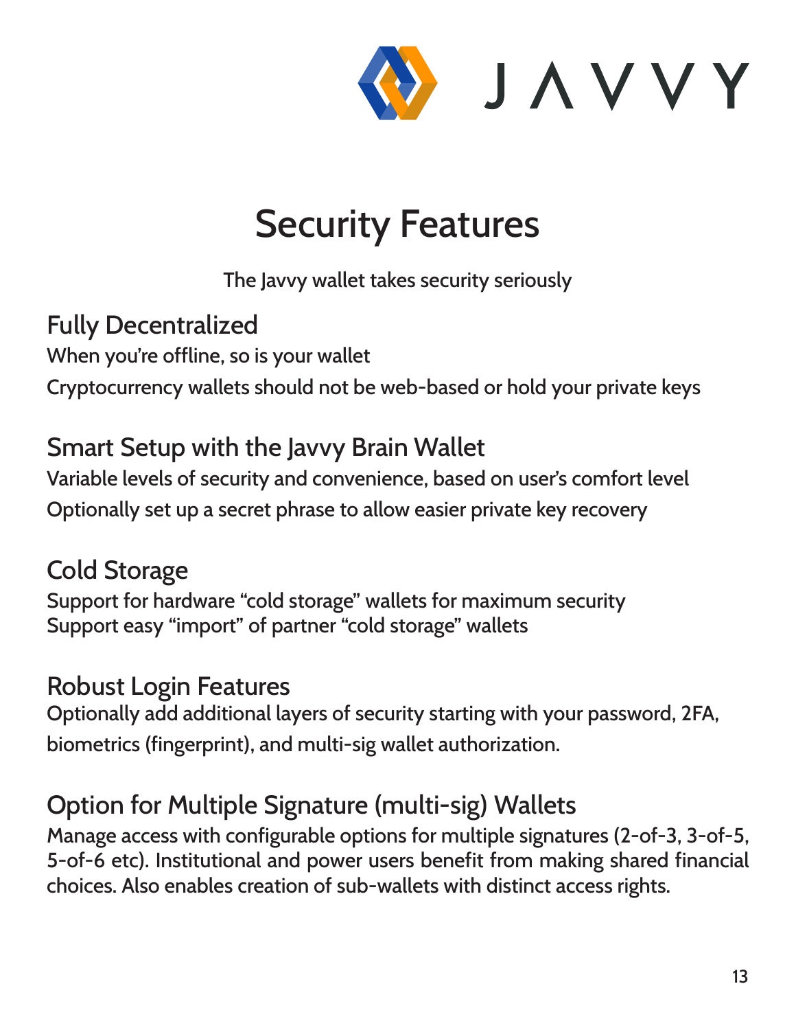# Security Features

The Javvy wallet takes security seriously

## Fully Decentralized

When you're offline, so is your wallet

Cryptocurrency wallets should not be web-based or hold your private keys

## Smart Setup with the Javvy Brain Wallet

Variable levels of security and convenience, based on user's comfort level

Optionally set up a secret phrase to allow easier private key recovery

## Cold Storage

Support for hardware "cold storage" wallets for maximum security

Support easy "import" of partner "cold storage" wallets

## Robust Login Features

Optionally add additional layers of security starting with your password, 2FA, biometrics (fingerprint), and multi-sig wallet authorization.

## Option for Multiple Signature (multi-sig) Wallets

Manage access with configurable options for multiple signatures (2-of-3, 3-of-5, 5-of-6 etc). Institutional and power users benefit from making shared financial choices. Also enables creation of sub-wallets with distinct access rights.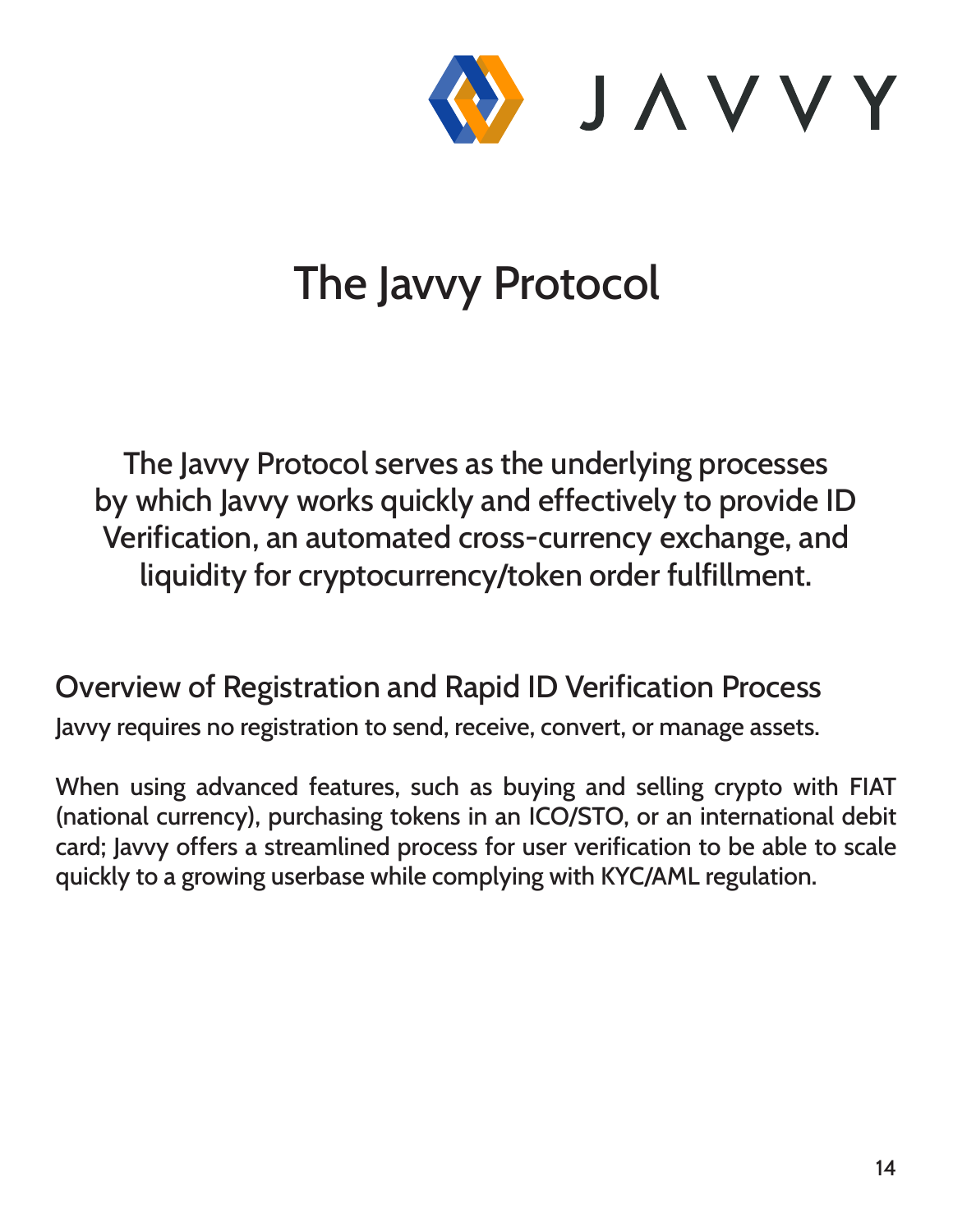# The Javvy Protocol

The Javvy Protocol serves as the underlying processes by which Javvy works quickly and effectively to provide ID Verification, an automated cross-currency exchange, and liquidity for cryptocurrency/token order fulfillment.

## Overview of Registration and Rapid ID Verification Process

Javvy requires no registration to send, receive, convert, or manage assets.

When using advanced features, such as buying and selling crypto with FIAT (national currency), purchasing tokens in an ICO/STO, or an international debit card; Javvy offers a streamlined process for user verification to be able to scale quickly to a growing userbase while complying with KYC/AML regulation.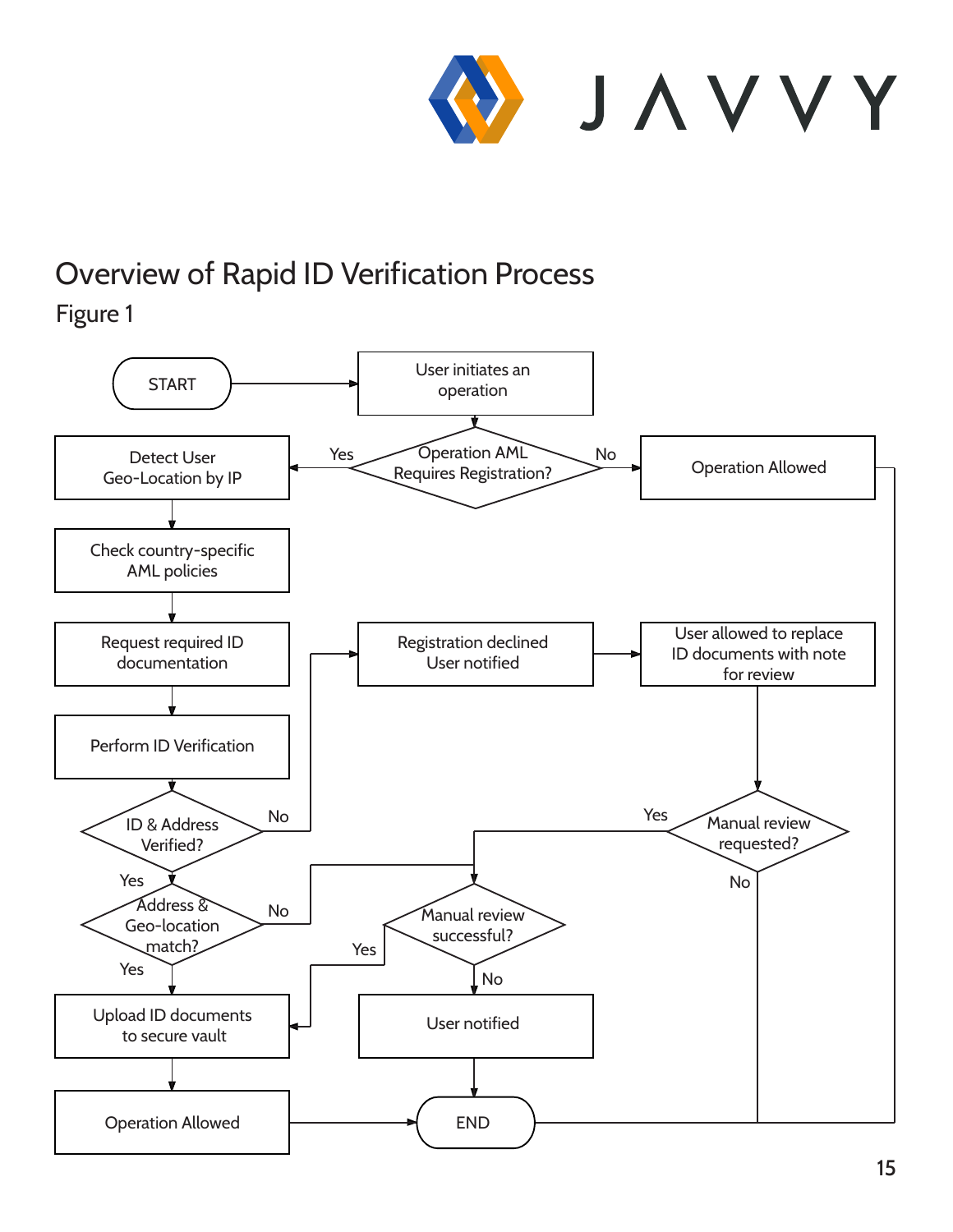# Overview of Rapid ID Verification Process

Figure 1

START → User initiates an operation

Operation AML Requires Registration?
- Yes → Detect User Geo-Location by IP
- No → Operation Allowed → END

Detect User Geo-Location by IP → Check country-specific AML policies → Request required ID documentation → Perform ID Verification

ID & Address Verified?
- No → Registration declined User notified
- Yes → Address & Geo-location match?

Address & Geo-location match?
- No → Manual review successful?
- Yes → Upload ID documents to secure vault

Registration declined User notified → User allowed to replace ID documents with note for review → Manual review requested?

Manual review requested?
- Yes → Manual review successful?
- No → END

Manual review successful?
- Yes → Upload ID documents to secure vault
- No → User notified → END

Upload ID documents to secure vault → Operation Allowed → END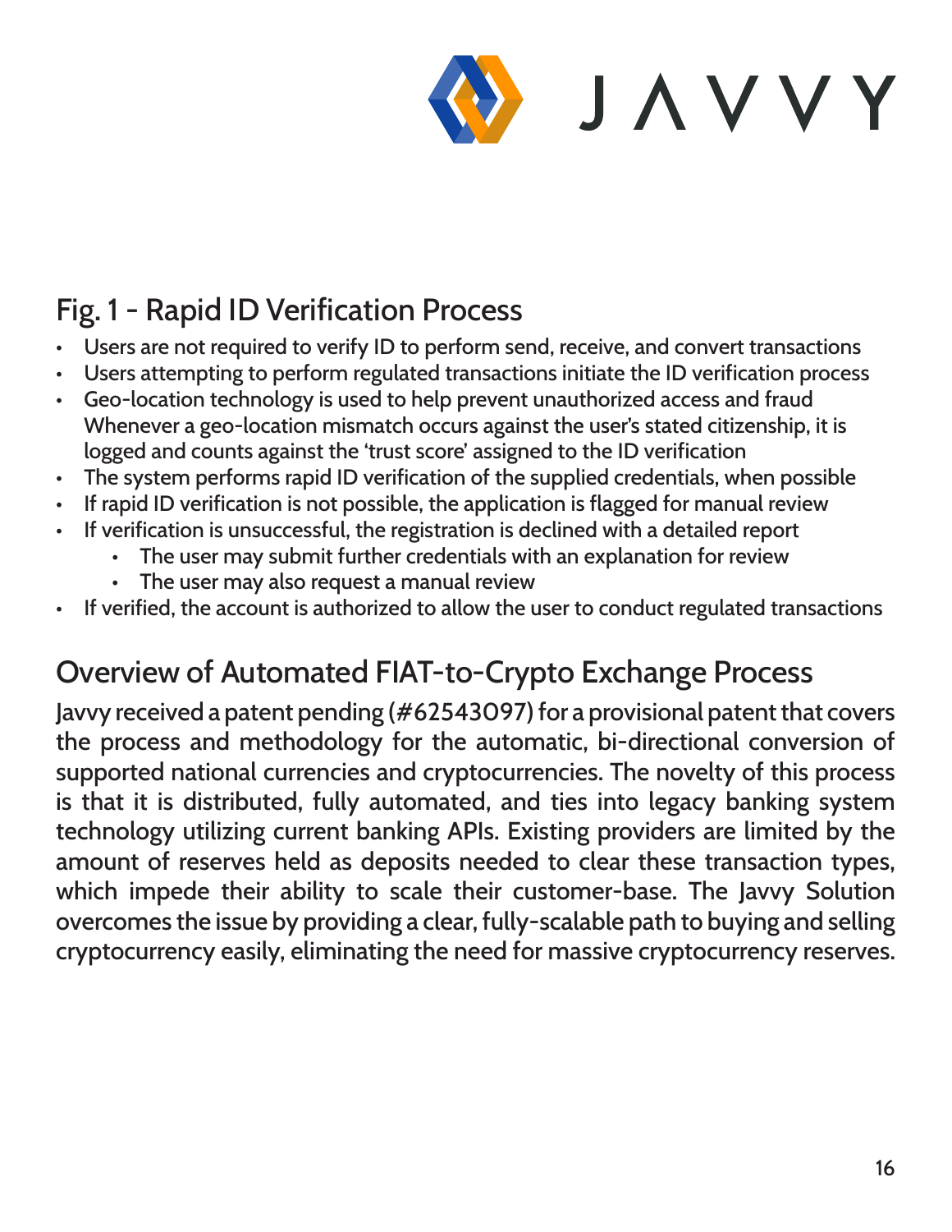## Fig. 1 - Rapid ID Verification Process

- Users are not required to verify ID to perform send, receive, and convert transactions
- Users attempting to perform regulated transactions initiate the ID verification process
- Geo-location technology is used to help prevent unauthorized access and fraud Whenever a geo-location mismatch occurs against the user's stated citizenship, it is logged and counts against the 'trust score' assigned to the ID verification
- The system performs rapid ID verification of the supplied credentials, when possible
- If rapid ID verification is not possible, the application is flagged for manual review
- If verification is unsuccessful, the registration is declined with a detailed report
    - The user may submit further credentials with an explanation for review
    - The user may also request a manual review
- If verified, the account is authorized to allow the user to conduct regulated transactions

## Overview of Automated FIAT-to-Crypto Exchange Process

Javvy received a patent pending (#62543097) for a provisional patent that covers the process and methodology for the automatic, bi-directional conversion of supported national currencies and cryptocurrencies. The novelty of this process is that it is distributed, fully automated, and ties into legacy banking system technology utilizing current banking APIs. Existing providers are limited by the amount of reserves held as deposits needed to clear these transaction types, which impede their ability to scale their customer-base. The Javvy Solution overcomes the issue by providing a clear, fully-scalable path to buying and selling cryptocurrency easily, eliminating the need for massive cryptocurrency reserves.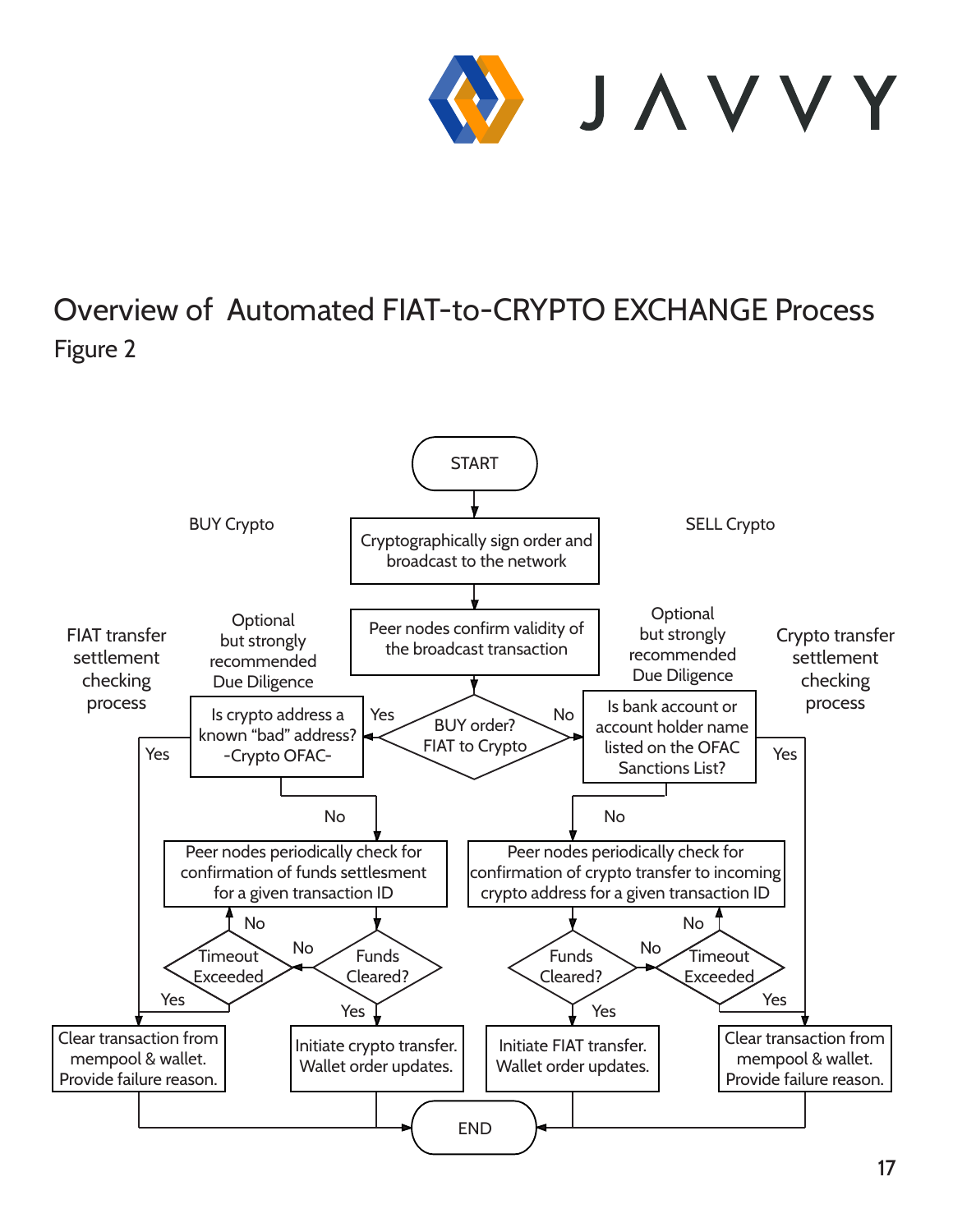# Overview of Automated FIAT-to-CRYPTO EXCHANGE Process

## Figure 2

START

Cryptographically sign order and broadcast to the network

Peer nodes confirm validity of the broadcast transaction

BUY order? FIAT to Crypto

**BUY Crypto** (Yes)

FIAT transfer settlement checking process

Optional but strongly recommended Due Diligence

Is crypto address a known "bad" address? -Crypto OFAC-

- Yes → Clear transaction from mempool & wallet. Provide failure reason.
- No → Peer nodes periodically check for confirmation of funds settlesment for a given transaction ID

Funds Cleared?

- Yes → Initiate crypto transfer. Wallet order updates.
- No → Timeout Exceeded
  - No → Peer nodes periodically check for confirmation of funds settlesment for a given transaction ID
  - Yes → Clear transaction from mempool & wallet. Provide failure reason.

**SELL Crypto** (No)

Crypto transfer settlement checking process

Optional but strongly recommended Due Diligence

Is bank account or account holder name listed on the OFAC Sanctions List?

- Yes → Clear transaction from mempool & wallet. Provide failure reason.
- No → Peer nodes periodically check for confirmation of crypto transfer to incoming crypto address for a given transaction ID

Funds Cleared?

- Yes → Initiate FIAT transfer. Wallet order updates.
- No → Timeout Exceeded
  - No → Peer nodes periodically check for confirmation of crypto transfer to incoming crypto address for a given transaction ID
  - Yes → Clear transaction from mempool & wallet. Provide failure reason.

END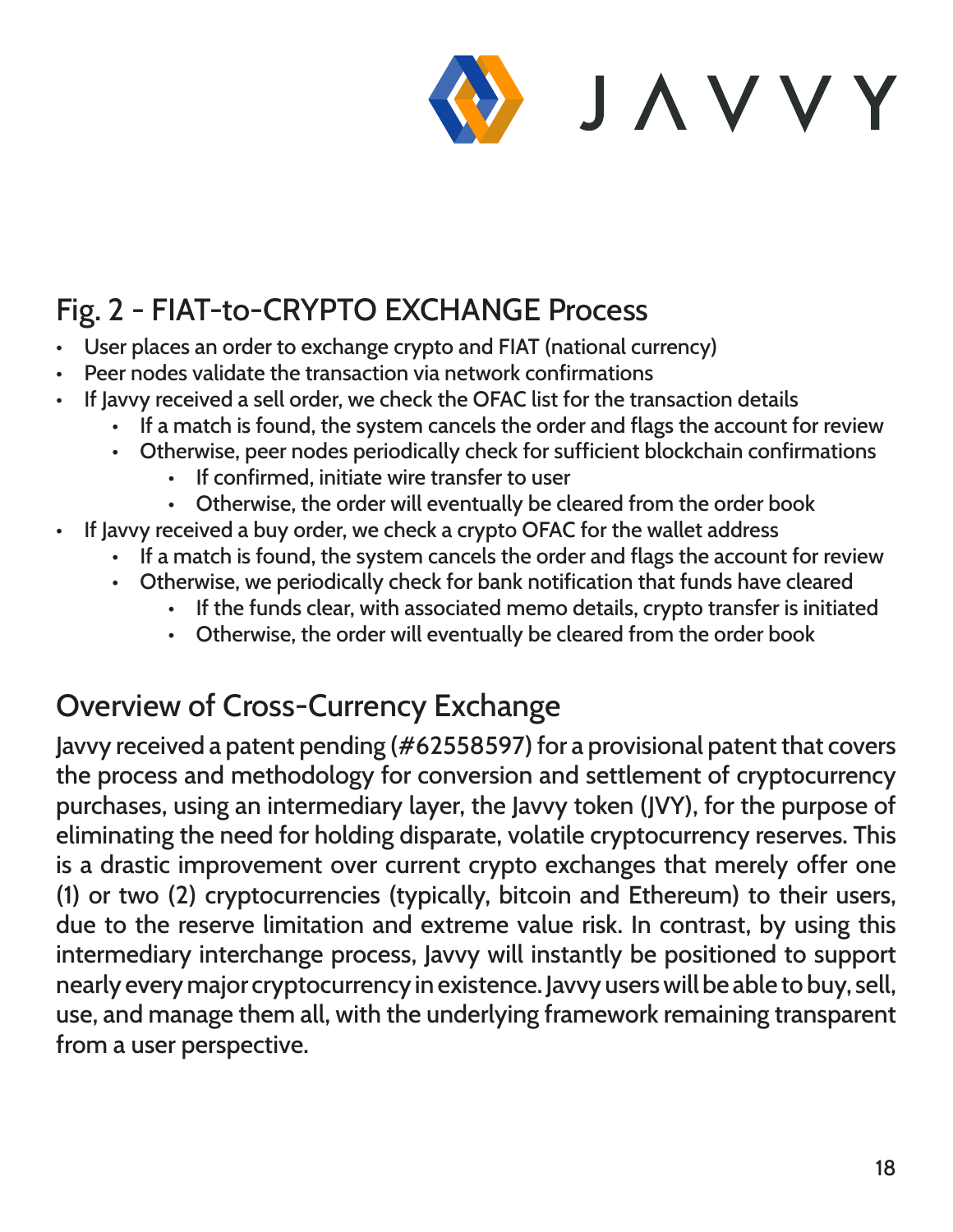## Fig. 2 - FIAT-to-CRYPTO EXCHANGE Process

- User places an order to exchange crypto and FIAT (national currency)
- Peer nodes validate the transaction via network confirmations
- If Javvy received a sell order, we check the OFAC list for the transaction details
  - If a match is found, the system cancels the order and flags the account for review
  - Otherwise, peer nodes periodically check for sufficient blockchain confirmations
    - If confirmed, initiate wire transfer to user
    - Otherwise, the order will eventually be cleared from the order book
- If Javvy received a buy order, we check a crypto OFAC for the wallet address
  - If a match is found, the system cancels the order and flags the account for review
  - Otherwise, we periodically check for bank notification that funds have cleared
    - If the funds clear, with associated memo details, crypto transfer is initiated
    - Otherwise, the order will eventually be cleared from the order book

## Overview of Cross-Currency Exchange

Javvy received a patent pending (#62558597) for a provisional patent that covers the process and methodology for conversion and settlement of cryptocurrency purchases, using an intermediary layer, the Javvy token (JVY), for the purpose of eliminating the need for holding disparate, volatile cryptocurrency reserves. This is a drastic improvement over current crypto exchanges that merely offer one (1) or two (2) cryptocurrencies (typically, bitcoin and Ethereum) to their users, due to the reserve limitation and extreme value risk. In contrast, by using this intermediary interchange process, Javvy will instantly be positioned to support nearly every major cryptocurrency in existence. Javvy users will be able to buy, sell, use, and manage them all, with the underlying framework remaining transparent from a user perspective.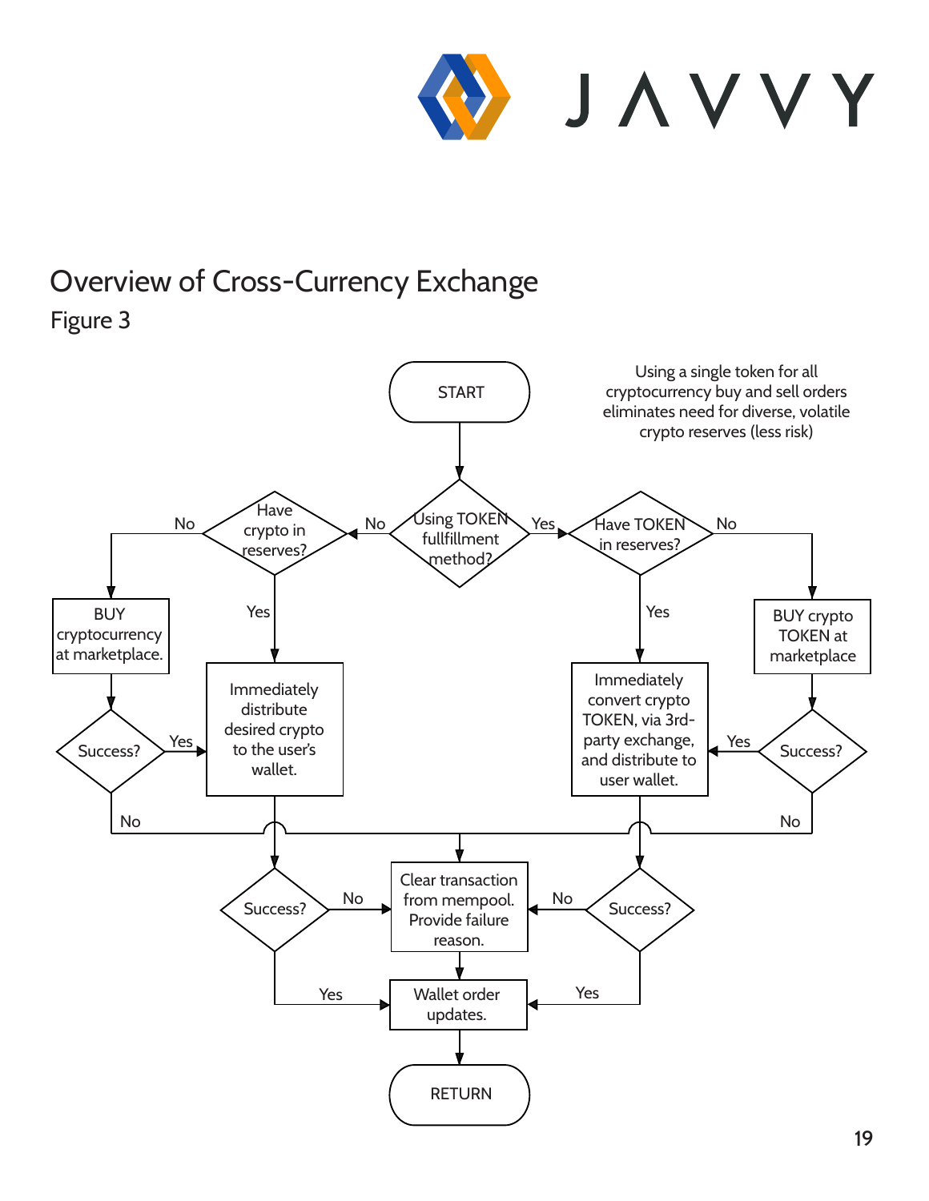## Overview of Cross-Currency Exchange

Figure 3

START

Using a single token for all cryptocurrency buy and sell orders eliminates need for diverse, volatile crypto reserves (less risk)

Using TOKEN fullfillment method?

No

Have crypto in reserves?

No

BUY cryptocurrency at marketplace.

Success?

Yes

No

Yes

Immediately distribute desired crypto to the user's wallet.

Yes

Have TOKEN in reserves?

No

BUY crypto TOKEN at marketplace

Success?

Yes

No

Yes

Immediately convert crypto TOKEN, via 3rd-party exchange, and distribute to user wallet.

Success?

No

Yes

Clear transaction from mempool. Provide failure reason.

Success?

No

Yes

Wallet order updates.

RETURN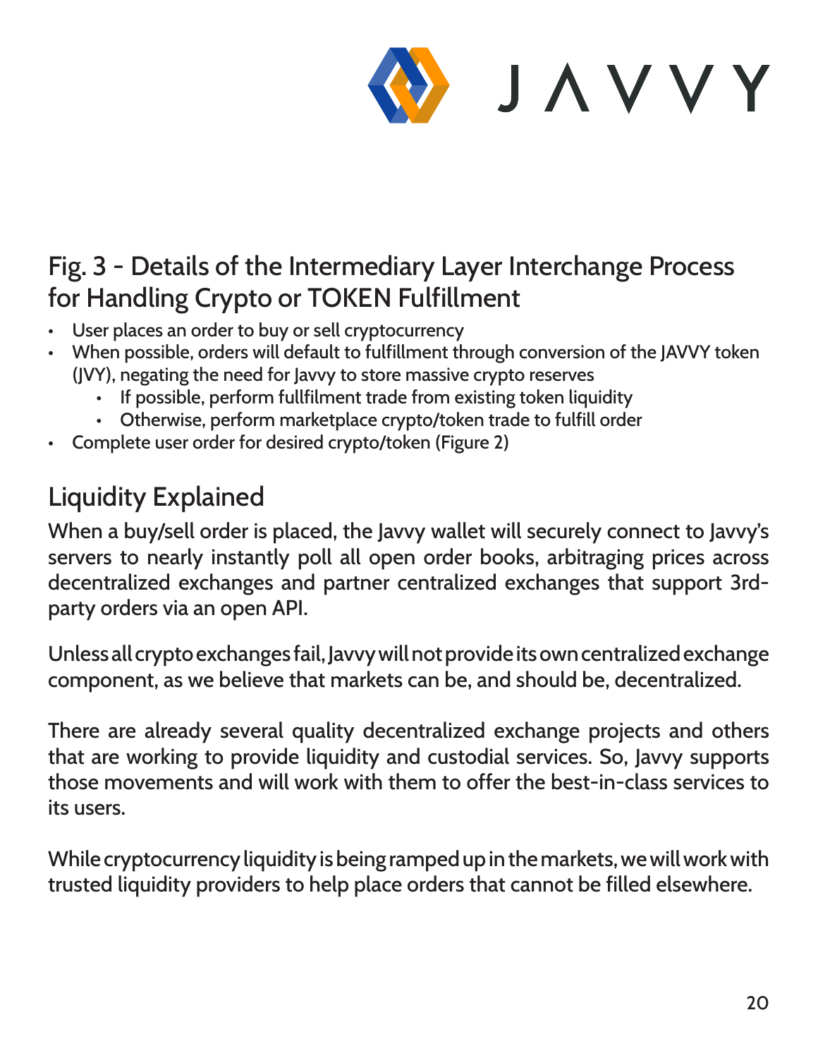## Fig. 3 - Details of the Intermediary Layer Interchange Process for Handling Crypto or TOKEN Fulfillment

- User places an order to buy or sell cryptocurrency
- When possible, orders will default to fulfillment through conversion of the JAVVY token (JVY), negating the need for Javvy to store massive crypto reserves
    - If possible, perform fullfilment trade from existing token liquidity
    - Otherwise, perform marketplace crypto/token trade to fulfill order
- Complete user order for desired crypto/token (Figure 2)

## Liquidity Explained

When a buy/sell order is placed, the Javvy wallet will securely connect to Javvy's servers to nearly instantly poll all open order books, arbitraging prices across decentralized exchanges and partner centralized exchanges that support 3rd-party orders via an open API.

Unless all crypto exchanges fail, Javvy will not provide its own centralized exchange component, as we believe that markets can be, and should be, decentralized.

There are already several quality decentralized exchange projects and others that are working to provide liquidity and custodial services. So, Javvy supports those movements and will work with them to offer the best-in-class services to its users.

While cryptocurrency liquidity is being ramped up in the markets, we will work with trusted liquidity providers to help place orders that cannot be filled elsewhere.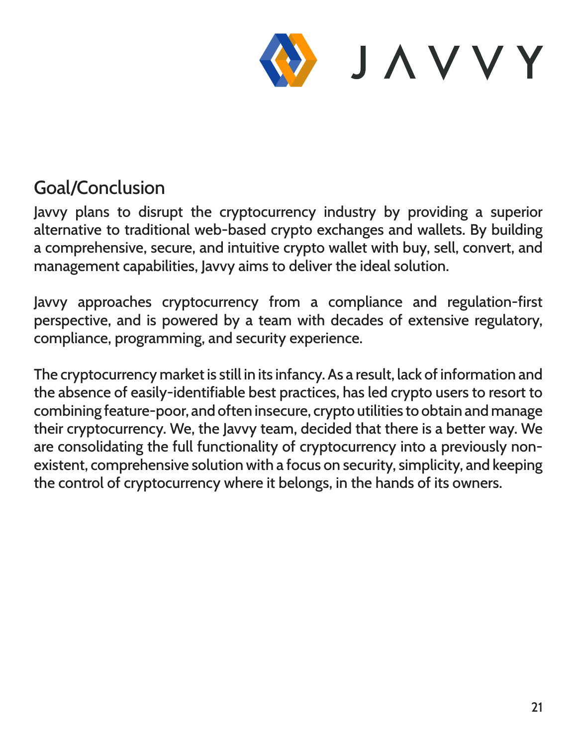## Goal/Conclusion

Javvy plans to disrupt the cryptocurrency industry by providing a superior alternative to traditional web-based crypto exchanges and wallets. By building a comprehensive, secure, and intuitive crypto wallet with buy, sell, convert, and management capabilities, Javvy aims to deliver the ideal solution.

Javvy approaches cryptocurrency from a compliance and regulation-first perspective, and is powered by a team with decades of extensive regulatory, compliance, programming, and security experience.

The cryptocurrency market is still in its infancy. As a result, lack of information and the absence of easily-identifiable best practices, has led crypto users to resort to combining feature-poor, and often insecure, crypto utilities to obtain and manage their cryptocurrency. We, the Javvy team, decided that there is a better way. We are consolidating the full functionality of cryptocurrency into a previously non-existent, comprehensive solution with a focus on security, simplicity, and keeping the control of cryptocurrency where it belongs, in the hands of its owners.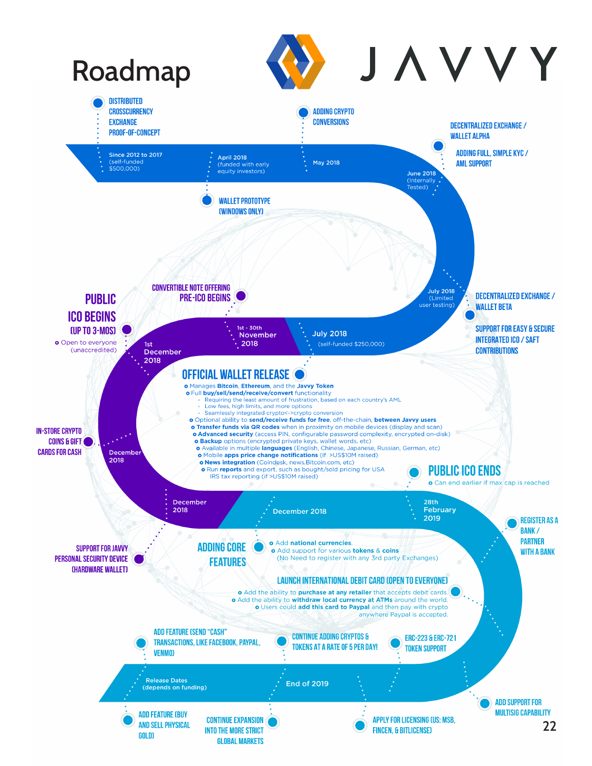# Roadmap

JAVVY

## Since 2012 to 2017 (self-funded $500,000)

- DISTRIBUTED CROSSCURRENCY EXCHANGE PROOF-OF-CONCEPT

## April 2018 (funded with early equity investors)

- WALLET PROTOTYPE (WINDOWS ONLY)

## May 2018

- ADDING CRYPTO CONVERSIONS

## June 2018 (Internally Tested)

- DECENTRALIZED EXCHANGE / WALLET ALPHA
- ADDING FULL, SIMPLE KYC / AML SUPPORT

## July 2018 (Limited user testing)

- DECENTRALIZED EXCHANGE / WALLET BETA
- SUPPORT FOR EASY & SECURE INTEGRATED ICO / SAFT CONTRIBUTIONS

## July 2018 (self-funded $250,000)

### OFFICIAL WALLET RELEASE

- Manages **Bitcoin**, **Ethereum**, and the **Javvy Token**
- Full **buy/sell/send/receive/convert** functionality
  - Requiring the least amount of frustration, based on each country's AML
  - Low fees, high limits, and more options
  - Seamlessly integrated crypto<->crypto conversion
- Optional ability to **send/receive funds for free**, off-the-chain, **between Javvy users**
- **Transfer funds via QR codes** when in proximity on mobile devices (display and scan)
- **Advanced security** (access PIN, configurable password complexity, encrypted on-disk)
- **Backup** options (encrypted private keys, wallet words, etc)
- Available in multiple **languages** (English, Chinese, Japanese, Russian, German, etc)
- Mobile **apps price change notifications** (if >US$10M raised)
- **News integration** (Coindesk, news.Bitcoin.com, etc)
- Run **reports** and export, such as bought/sold pricing for USA IRS tax reporting (if >US$10M raised)

## 1st - 30th November 2018

- CONVERTIBLE NOTE OFFERING PRE-ICO BEGINS

## 1st December 2018

- PUBLIC ICO BEGINS (UP TO 3-MOS)
  - Open to everyone (unaccredited)

## December 2018

- IN-STORE CRYPTO COINS & GIFT CARDS FOR CASH

## December 2018

- SUPPORT FOR JAVVY PERSONAL SECURITY DEVICE (HARDWARE WALLET)

## December 2018

### ADDING CORE FEATURES

- Add **national currencies**.
- Add support for various **tokens** & **coins** (No Need to register with any 3rd party Exchanges)

## 28th February 2019

### PUBLIC ICO ENDS

- Can end earlier if max cap is reached

- REGISTER AS A BANK / PARTNER WITH A BANK

### LAUNCH INTERNATIONAL DEBIT CARD (OPEN TO EVERYONE)

- Add the ability to **purchase at any retailer** that accepts debit cards.
- Add the ability to **withdraw local currency at ATMs** around the world.
- Users could **add this card to Paypal** and then pay with crypto anywhere Paypal is accepted.

## End of 2019

- ERC-223 & ERC-721 TOKEN SUPPORT
- ADD SUPPORT FOR MULTISIG CAPABILITY
- APPLY FOR LICENSING (US: MSB, FINCEN, & BITLICENSE)
- CONTINUE ADDING CRYPTOS & TOKENS AT A RATE OF 5 PER DAY!
- CONTINUE EXPANSION INTO THE MORE STRICT GLOBAL MARKETS

## Release Dates (depends on funding)

- ADD FEATURE (SEND "CASH" TRANSACTIONS, LIKE FACEBOOK, PAYPAL, VENMO)
- ADD FEATURE (BUY AND SELL PHYSICAL GOLD)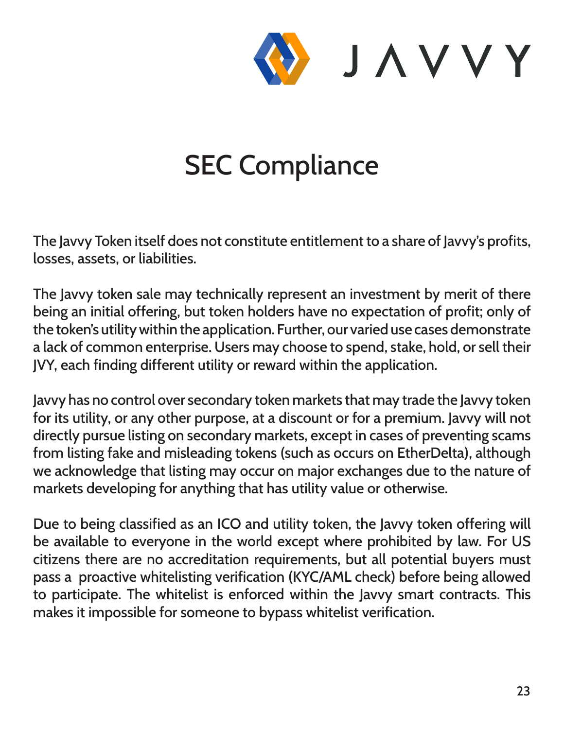# SEC Compliance

The Javvy Token itself does not constitute entitlement to a share of Javvy's profits, losses, assets, or liabilities.

The Javvy token sale may technically represent an investment by merit of there being an initial offering, but token holders have no expectation of profit; only of the token's utility within the application. Further, our varied use cases demonstrate a lack of common enterprise. Users may choose to spend, stake, hold, or sell their JVY, each finding different utility or reward within the application.

Javvy has no control over secondary token markets that may trade the Javvy token for its utility, or any other purpose, at a discount or for a premium. Javvy will not directly pursue listing on secondary markets, except in cases of preventing scams from listing fake and misleading tokens (such as occurs on EtherDelta), although we acknowledge that listing may occur on major exchanges due to the nature of markets developing for anything that has utility value or otherwise.

Due to being classified as an ICO and utility token, the Javvy token offering will be available to everyone in the world except where prohibited by law. For US citizens there are no accreditation requirements, but all potential buyers must pass a proactive whitelisting verification (KYC/AML check) before being allowed to participate. The whitelist is enforced within the Javvy smart contracts. This makes it impossible for someone to bypass whitelist verification.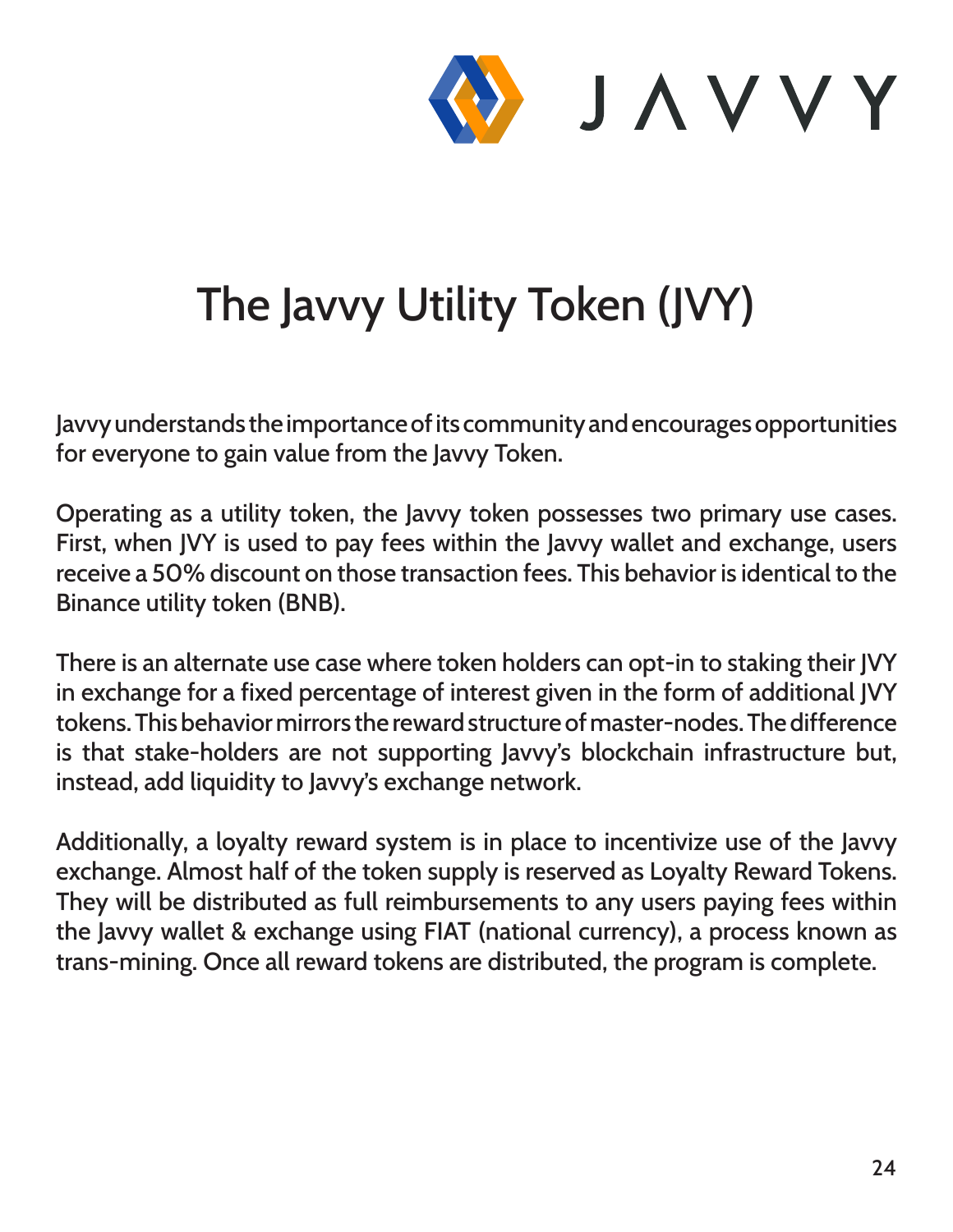# The Javvy Utility Token (JVY)

Javvy understands the importance of its community and encourages opportunities for everyone to gain value from the Javvy Token.

Operating as a utility token, the Javvy token possesses two primary use cases. First, when JVY is used to pay fees within the Javvy wallet and exchange, users receive a 50% discount on those transaction fees. This behavior is identical to the Binance utility token (BNB).

There is an alternate use case where token holders can opt-in to staking their JVY in exchange for a fixed percentage of interest given in the form of additional JVY tokens. This behavior mirrors the reward structure of master-nodes. The difference is that stake-holders are not supporting Javvy's blockchain infrastructure but, instead, add liquidity to Javvy's exchange network.

Additionally, a loyalty reward system is in place to incentivize use of the Javvy exchange. Almost half of the token supply is reserved as Loyalty Reward Tokens. They will be distributed as full reimbursements to any users paying fees within the Javvy wallet & exchange using FIAT (national currency), a process known as trans-mining. Once all reward tokens are distributed, the program is complete.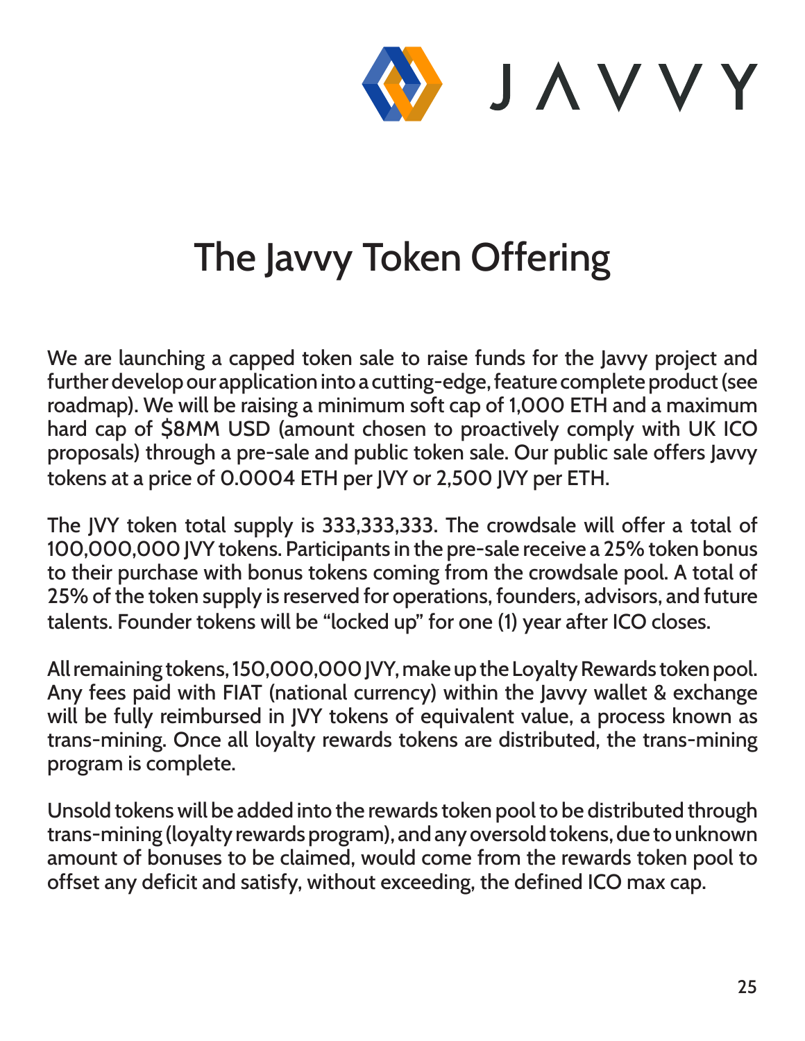# The Javvy Token Offering

We are launching a capped token sale to raise funds for the Javvy project and further develop our application into a cutting-edge, feature complete product (see roadmap). We will be raising a minimum soft cap of 1,000 ETH and a maximum hard cap of $8MM USD (amount chosen to proactively comply with UK ICO proposals) through a pre-sale and public token sale. Our public sale offers Javvy tokens at a price of 0.0004 ETH per JVY or 2,500 JVY per ETH.

The JVY token total supply is 333,333,333. The crowdsale will offer a total of 100,000,000 JVY tokens. Participants in the pre-sale receive a 25% token bonus to their purchase with bonus tokens coming from the crowdsale pool. A total of 25% of the token supply is reserved for operations, founders, advisors, and future talents. Founder tokens will be "locked up" for one (1) year after ICO closes.

All remaining tokens, 150,000,000 JVY, make up the Loyalty Rewards token pool. Any fees paid with FIAT (national currency) within the Javvy wallet & exchange will be fully reimbursed in JVY tokens of equivalent value, a process known as trans-mining. Once all loyalty rewards tokens are distributed, the trans-mining program is complete.

Unsold tokens will be added into the rewards token pool to be distributed through trans-mining (loyalty rewards program), and any oversold tokens, due to unknown amount of bonuses to be claimed, would come from the rewards token pool to offset any deficit and satisfy, without exceeding, the defined ICO max cap.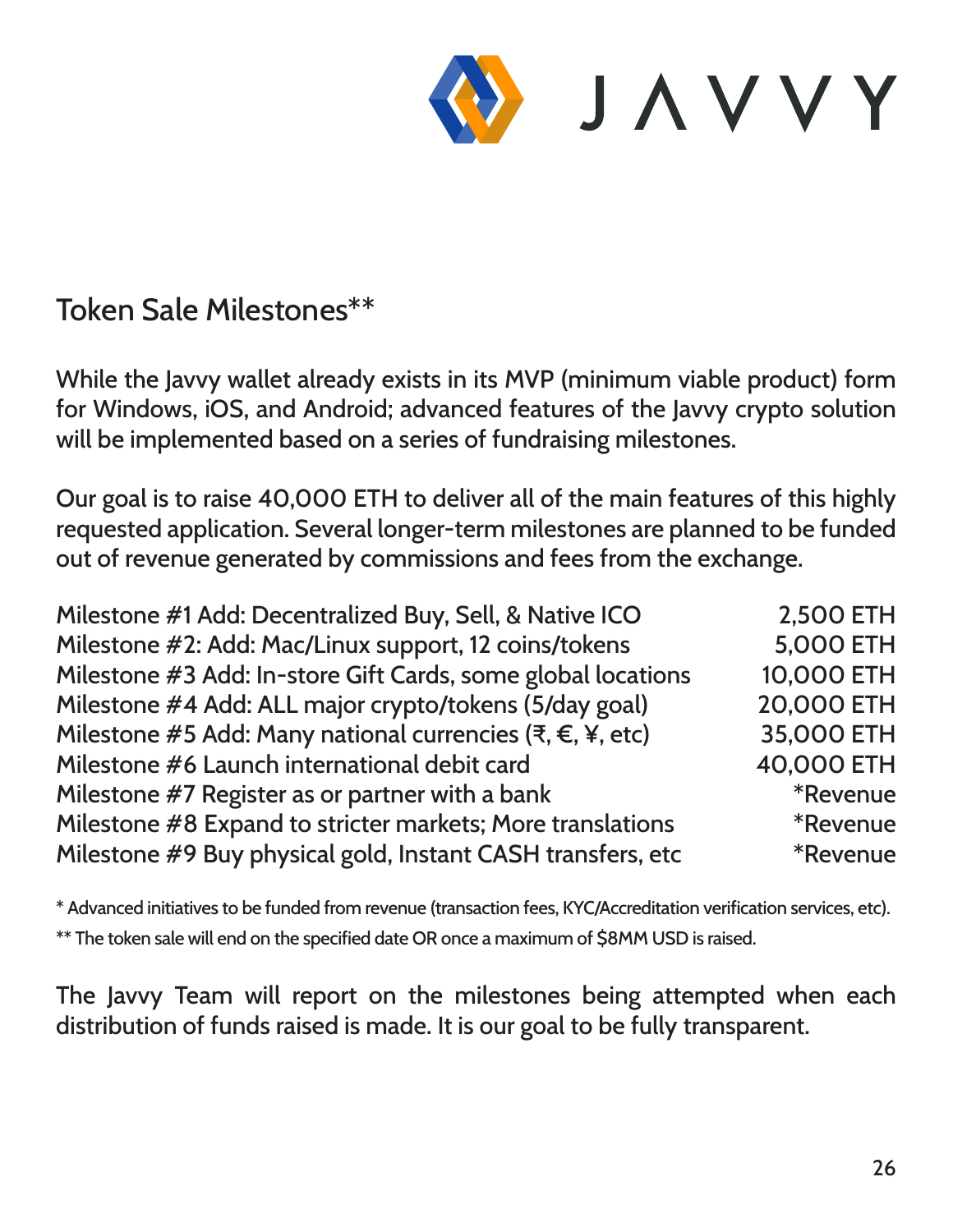## Token Sale Milestones**

While the Javvy wallet already exists in its MVP (minimum viable product) form for Windows, iOS, and Android; advanced features of the Javvy crypto solution will be implemented based on a series of fundraising milestones.

Our goal is to raise 40,000 ETH to deliver all of the main features of this highly requested application. Several longer-term milestones are planned to be funded out of revenue generated by commissions and fees from the exchange.

| Milestone | Funding |
|---|---|
| Milestone #1 Add: Decentralized Buy, Sell, & Native ICO | 2,500 ETH |
| Milestone #2: Add: Mac/Linux support, 12 coins/tokens | 5,000 ETH |
| Milestone #3 Add: In-store Gift Cards, some global locations | 10,000 ETH |
| Milestone #4 Add: ALL major crypto/tokens (5/day goal) | 20,000 ETH |
| Milestone #5 Add: Many national currencies (₹, €, ¥, etc) | 35,000 ETH |
| Milestone #6 Launch international debit card | 40,000 ETH |
| Milestone #7 Register as or partner with a bank | *Revenue |
| Milestone #8 Expand to stricter markets; More translations | *Revenue |
| Milestone #9 Buy physical gold, Instant CASH transfers, etc | *Revenue |

* Advanced initiatives to be funded from revenue (transaction fees, KYC/Accreditation verification services, etc).

** The token sale will end on the specified date OR once a maximum of $8MM USD is raised.

The Javvy Team will report on the milestones being attempted when each distribution of funds raised is made. It is our goal to be fully transparent.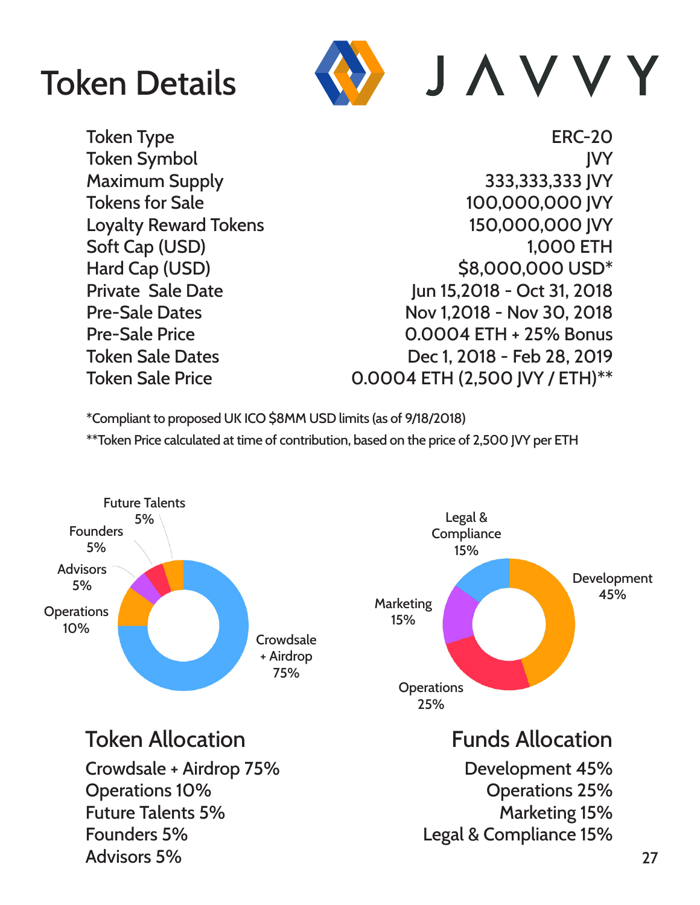# Token Details

| | |
|---|---|
| Token Type | ERC-20 |
| Token Symbol | JVY |
| Maximum Supply | 333,333,333 JVY |
| Tokens for Sale | 100,000,000 JVY |
| Loyalty Reward Tokens | 150,000,000 JVY |
| Soft Cap (USD) | 1,000 ETH |
| Hard Cap (USD) | $8,000,000 USD* |
| Private Sale Date | Jun 15,2018 - Oct 31, 2018 |
| Pre-Sale Dates | Nov 1,2018 - Nov 30, 2018 |
| Pre-Sale Price | 0.0004 ETH + 25% Bonus |
| Token Sale Dates | Dec 1, 2018 - Feb 28, 2019 |
| Token Sale Price | 0.0004 ETH (2,500 JVY / ETH)** |

*Compliant to proposed UK ICO $8MM USD limits (as of 9/18/2018)

**Token Price calculated at time of contribution, based on the price of 2,500 JVY per ETH

## Token Allocation

- Crowdsale + Airdrop 75%
- Operations 10%
- Future Talents 5%
- Founders 5%
- Advisors 5%

## Funds Allocation

- Development 45%
- Operations 25%
- Marketing 15%
- Legal & Compliance 15%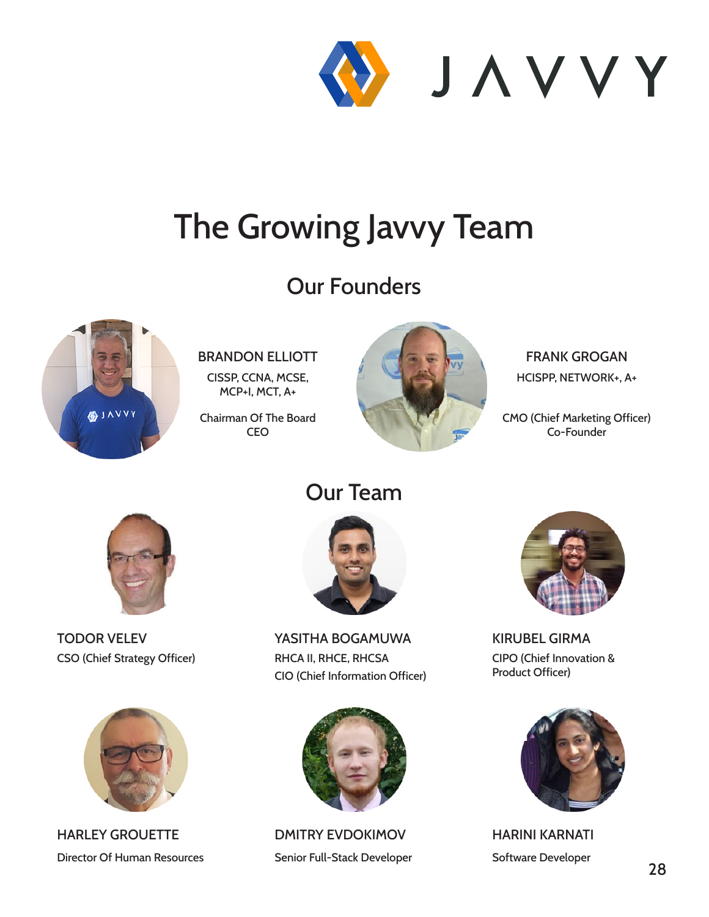# The Growing Javvy Team

## Our Founders

**BRANDON ELLIOTT**
CISSP, CCNA, MCSE, MCP+I, MCT, A+

Chairman Of The Board
CEO

**FRANK GROGAN**
HCISPP, NETWORK+, A+

CMO (Chief Marketing Officer)
Co-Founder

## Our Team

**TODOR VELEV**
CSO (Chief Strategy Officer)

**YASITHA BOGAMUWA**
RHCA II, RHCE, RHCSA
CIO (Chief Information Officer)

**KIRUBEL GIRMA**
CIPO (Chief Innovation & Product Officer)

**HARLEY GROUETTE**
Director Of Human Resources

**DMITRY EVDOKIMOV**
Senior Full-Stack Developer

**HARINI KARNATI**
Software Developer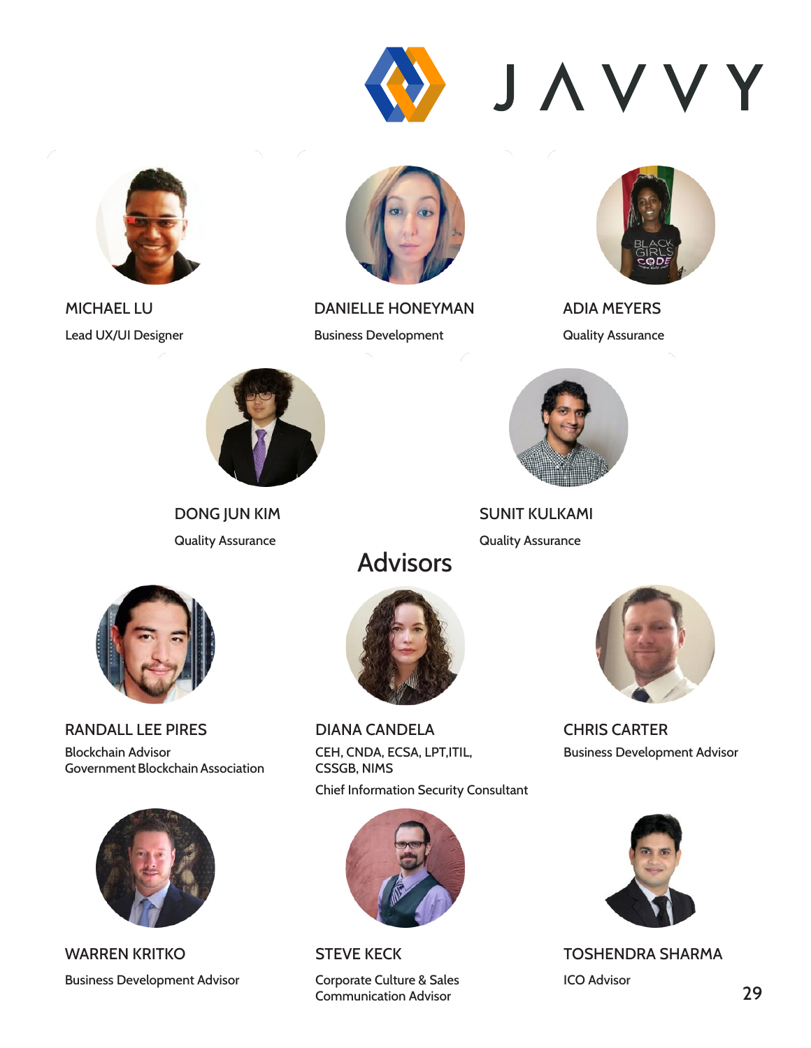JAVVY

MICHAEL LU

Lead UX/UI Designer

DANIELLE HONEYMAN

Business Development

ADIA MEYERS

Quality Assurance

DONG JUN KIM

Quality Assurance

SUNIT KULKAMI

Quality Assurance

## Advisors

RANDALL LEE PIRES

Blockchain Advisor
Government Blockchain Association

DIANA CANDELA

CEH, CNDA, ECSA, LPT,ITIL,
CSSGB, NIMS

Chief Information Security Consultant

CHRIS CARTER

Business Development Advisor

WARREN KRITKO

Business Development Advisor

STEVE KECK

Corporate Culture & Sales
Communication Advisor

TOSHENDRA SHARMA

ICO Advisor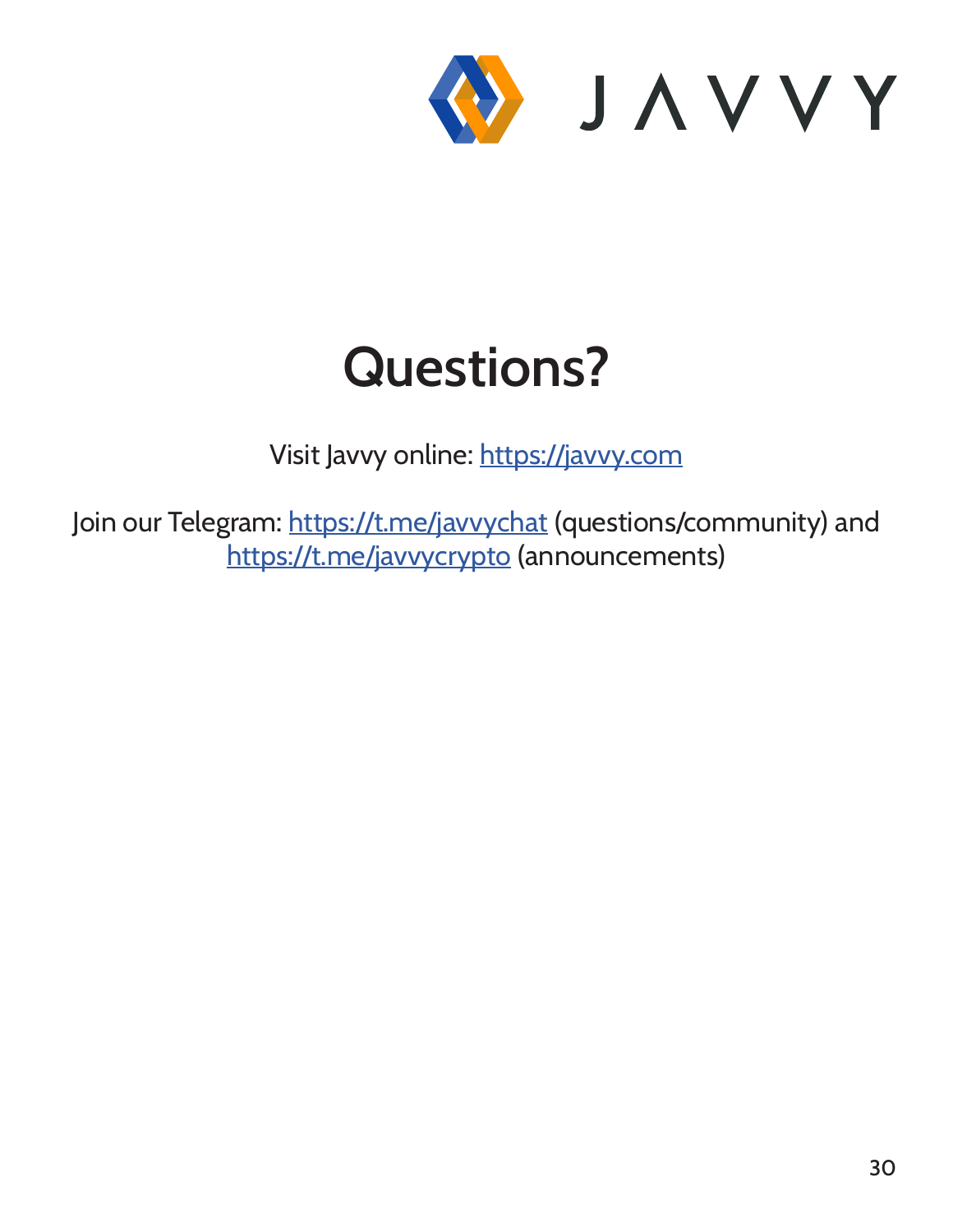# Questions?

Visit Javvy online: [https://javvy.com](https://javvy.com)

Join our Telegram: [https://t.me/javvychat](https://t.me/javvychat) (questions/community) and [https://t.me/javvycrypto](https://t.me/javvycrypto) (announcements)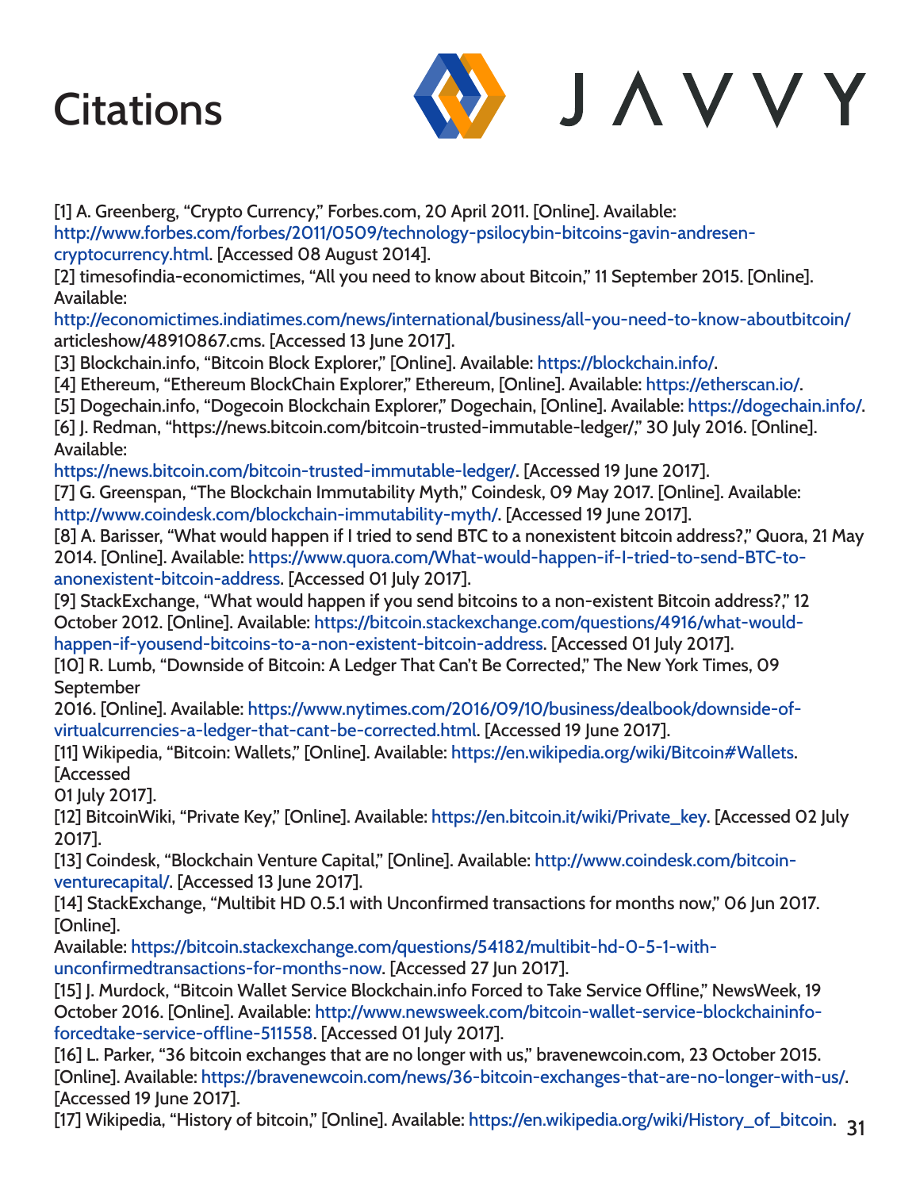# Citations

[1] A. Greenberg, “Crypto Currency,” Forbes.com, 20 April 2011. [Online]. Available: http://www.forbes.com/forbes/2011/0509/technology-psilocybin-bitcoins-gavin-andresen-cryptocurrency.html. [Accessed 08 August 2014].

[2] timesofindia-economictimes, “All you need to know about Bitcoin,” 11 September 2015. [Online]. Available: http://economictimes.indiatimes.com/news/international/business/all-you-need-to-know-aboutbitcoin/articleshow/48910867.cms. [Accessed 13 June 2017].

[3] Blockchain.info, “Bitcoin Block Explorer,” [Online]. Available: https://blockchain.info/.

[4] Ethereum, “Ethereum BlockChain Explorer,” Ethereum, [Online]. Available: https://etherscan.io/.

[5] Dogechain.info, “Dogecoin Blockchain Explorer,” Dogechain, [Online]. Available: https://dogechain.info/.

[6] J. Redman, “https://news.bitcoin.com/bitcoin-trusted-immutable-ledger/,” 30 July 2016. [Online]. Available: https://news.bitcoin.com/bitcoin-trusted-immutable-ledger/. [Accessed 19 June 2017].

[7] G. Greenspan, “The Blockchain Immutability Myth,” Coindesk, 09 May 2017. [Online]. Available: http://www.coindesk.com/blockchain-immutability-myth/. [Accessed 19 June 2017].

[8] A. Barisser, “What would happen if I tried to send BTC to a nonexistent bitcoin address?,” Quora, 21 May 2014. [Online]. Available: https://www.quora.com/What-would-happen-if-I-tried-to-send-BTC-to-anonexistent-bitcoin-address. [Accessed 01 July 2017].

[9] StackExchange, “What would happen if you send bitcoins to a non-existent Bitcoin address?,” 12 October 2012. [Online]. Available: https://bitcoin.stackexchange.com/questions/4916/what-would-happen-if-yousend-bitcoins-to-a-non-existent-bitcoin-address. [Accessed 01 July 2017].

[10] R. Lumb, “Downside of Bitcoin: A Ledger That Can’t Be Corrected,” The New York Times, 09 September 2016. [Online]. Available: https://www.nytimes.com/2016/09/10/business/dealbook/downside-of-virtualcurrencies-a-ledger-that-cant-be-corrected.html. [Accessed 19 June 2017].

[11] Wikipedia, “Bitcoin: Wallets,” [Online]. Available: https://en.wikipedia.org/wiki/Bitcoin#Wallets. [Accessed 01 July 2017].

[12] BitcoinWiki, “Private Key,” [Online]. Available: https://en.bitcoin.it/wiki/Private_key. [Accessed 02 July 2017].

[13] Coindesk, “Blockchain Venture Capital,” [Online]. Available: http://www.coindesk.com/bitcoin-venturecapital/. [Accessed 13 June 2017].

[14] StackExchange, “Multibit HD 0.5.1 with Unconfirmed transactions for months now,” 06 Jun 2017. [Online]. Available: https://bitcoin.stackexchange.com/questions/54182/multibit-hd-0-5-1-with-unconfirmedtransactions-for-months-now. [Accessed 27 Jun 2017].

[15] J. Murdock, “Bitcoin Wallet Service Blockchain.info Forced to Take Service Offline,” NewsWeek, 19 October 2016. [Online]. Available: http://www.newsweek.com/bitcoin-wallet-service-blockchaininfo-forcedtake-service-offline-511558. [Accessed 01 July 2017].

[16] L. Parker, “36 bitcoin exchanges that are no longer with us,” bravenewcoin.com, 23 October 2015. [Online]. Available: https://bravenewcoin.com/news/36-bitcoin-exchanges-that-are-no-longer-with-us/. [Accessed 19 June 2017].

[17] Wikipedia, “History of bitcoin,” [Online]. Available: https://en.wikipedia.org/wiki/History_of_bitcoin.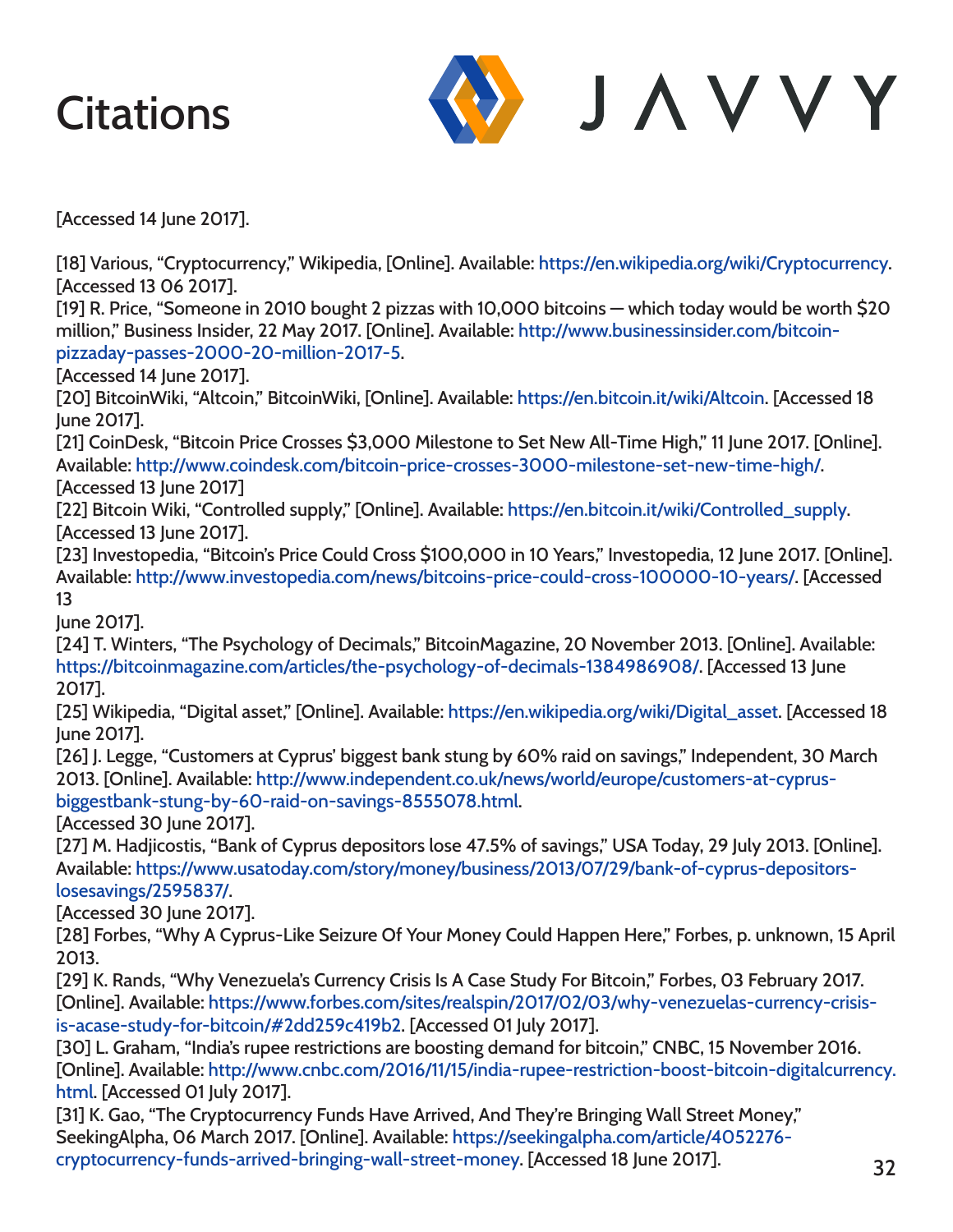# Citations

[Accessed 14 June 2017].

[18] Various, “Cryptocurrency,” Wikipedia, [Online]. Available: https://en.wikipedia.org/wiki/Cryptocurrency. [Accessed 13 06 2017].
[19] R. Price, “Someone in 2010 bought 2 pizzas with 10,000 bitcoins — which today would be worth $20 million,” Business Insider, 22 May 2017. [Online]. Available: http://www.businessinsider.com/bitcoin-pizzaday-passes-2000-20-million-2017-5.
[Accessed 14 June 2017].
[20] BitcoinWiki, “Altcoin,” BitcoinWiki, [Online]. Available: https://en.bitcoin.it/wiki/Altcoin. [Accessed 18 June 2017].
[21] CoinDesk, “Bitcoin Price Crosses $3,000 Milestone to Set New All-Time High,” 11 June 2017. [Online]. Available: http://www.coindesk.com/bitcoin-price-crosses-3000-milestone-set-new-time-high/. [Accessed 13 June 2017]
[22] Bitcoin Wiki, “Controlled supply,” [Online]. Available: https://en.bitcoin.it/wiki/Controlled_supply. [Accessed 13 June 2017].
[23] Investopedia, “Bitcoin's Price Could Cross $100,000 in 10 Years,” Investopedia, 12 June 2017. [Online]. Available: http://www.investopedia.com/news/bitcoins-price-could-cross-100000-10-years/. [Accessed 13
June 2017].
[24] T. Winters, “The Psychology of Decimals,” BitcoinMagazine, 20 November 2013. [Online]. Available: https://bitcoinmagazine.com/articles/the-psychology-of-decimals-1384986908/. [Accessed 13 June 2017].
[25] Wikipedia, “Digital asset,” [Online]. Available: https://en.wikipedia.org/wiki/Digital_asset. [Accessed 18 June 2017].
[26] J. Legge, “Customers at Cyprus' biggest bank stung by 60% raid on savings,” Independent, 30 March 2013. [Online]. Available: http://www.independent.co.uk/news/world/europe/customers-at-cyprus-biggestbank-stung-by-60-raid-on-savings-8555078.html.
[Accessed 30 June 2017].
[27] M. Hadjicostis, “Bank of Cyprus depositors lose 47.5% of savings,” USA Today, 29 July 2013. [Online]. Available: https://www.usatoday.com/story/money/business/2013/07/29/bank-of-cyprus-depositors-losesavings/2595837/.
[Accessed 30 June 2017].
[28] Forbes, “Why A Cyprus-Like Seizure Of Your Money Could Happen Here,” Forbes, p. unknown, 15 April 2013.
[29] K. Rands, “Why Venezuela's Currency Crisis Is A Case Study For Bitcoin,” Forbes, 03 February 2017. [Online]. Available: https://www.forbes.com/sites/realspin/2017/02/03/why-venezuelas-currency-crisis-is-acase-study-for-bitcoin/#2dd259c419b2. [Accessed 01 July 2017].
[30] L. Graham, “India's rupee restrictions are boosting demand for bitcoin,” CNBC, 15 November 2016. [Online]. Available: http://www.cnbc.com/2016/11/15/india-rupee-restriction-boost-bitcoin-digitalcurrency.html. [Accessed 01 July 2017].
[31] K. Gao, “The Cryptocurrency Funds Have Arrived, And They're Bringing Wall Street Money,” SeekingAlpha, 06 March 2017. [Online]. Available: https://seekingalpha.com/article/4052276-cryptocurrency-funds-arrived-bringing-wall-street-money. [Accessed 18 June 2017].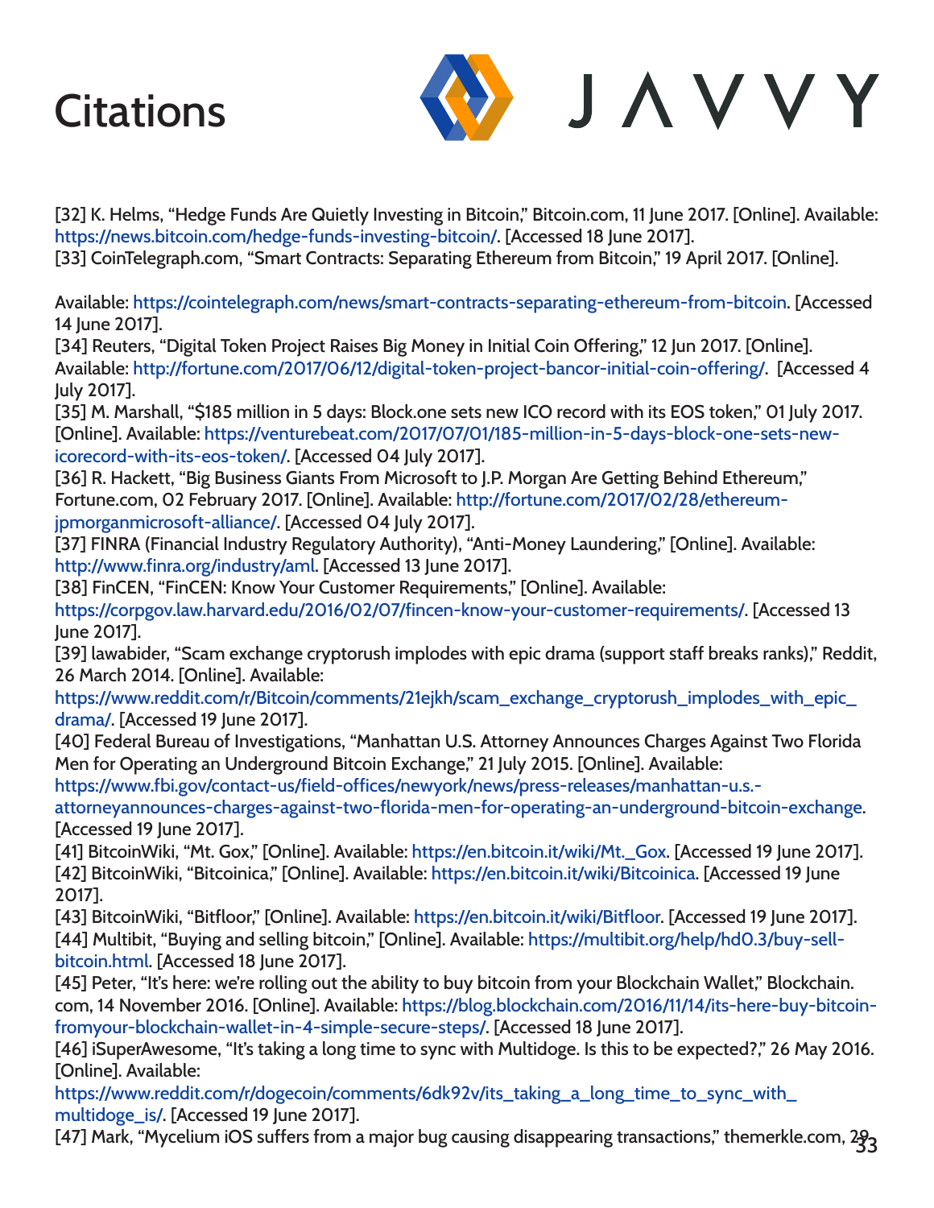# Citations

[32] K. Helms, “Hedge Funds Are Quietly Investing in Bitcoin,” Bitcoin.com, 11 June 2017. [Online]. Available: https://news.bitcoin.com/hedge-funds-investing-bitcoin/. [Accessed 18 June 2017].
[33] CoinTelegraph.com, “Smart Contracts: Separating Ethereum from Bitcoin,” 19 April 2017. [Online].

Available: https://cointelegraph.com/news/smart-contracts-separating-ethereum-from-bitcoin. [Accessed 14 June 2017].
[34] Reuters, “Digital Token Project Raises Big Money in Initial Coin Offering,” 12 Jun 2017. [Online]. Available: http://fortune.com/2017/06/12/digital-token-project-bancor-initial-coin-offering/. [Accessed 4 July 2017].
[35] M. Marshall, “$185 million in 5 days: Block.one sets new ICO record with its EOS token,” 01 July 2017. [Online]. Available: https://venturebeat.com/2017/07/01/185-million-in-5-days-block-one-sets-new-icorecord-with-its-eos-token/. [Accessed 04 July 2017].
[36] R. Hackett, “Big Business Giants From Microsoft to J.P. Morgan Are Getting Behind Ethereum,” Fortune.com, 02 February 2017. [Online]. Available: http://fortune.com/2017/02/28/ethereum-jpmorganmicrosoft-alliance/. [Accessed 04 July 2017].
[37] FINRA (Financial Industry Regulatory Authority), “Anti-Money Laundering,” [Online]. Available: http://www.finra.org/industry/aml. [Accessed 13 June 2017].
[38] FinCEN, “FinCEN: Know Your Customer Requirements,” [Online]. Available: https://corpgov.law.harvard.edu/2016/02/07/fincen-know-your-customer-requirements/. [Accessed 13 June 2017].
[39] lawabider, “Scam exchange cryptorush implodes with epic drama (support staff breaks ranks),” Reddit, 26 March 2014. [Online]. Available: https://www.reddit.com/r/Bitcoin/comments/21ejkh/scam_exchange_cryptorush_implodes_with_epic_drama/. [Accessed 19 June 2017].
[40] Federal Bureau of Investigations, “Manhattan U.S. Attorney Announces Charges Against Two Florida Men for Operating an Underground Bitcoin Exchange,” 21 July 2015. [Online]. Available: https://www.fbi.gov/contact-us/field-offices/newyork/news/press-releases/manhattan-u.s.-attorneyannounces-charges-against-two-florida-men-for-operating-an-underground-bitcoin-exchange. [Accessed 19 June 2017].
[41] BitcoinWiki, “Mt. Gox,” [Online]. Available: https://en.bitcoin.it/wiki/Mt._Gox. [Accessed 19 June 2017].
[42] BitcoinWiki, “Bitcoinica,” [Online]. Available: https://en.bitcoin.it/wiki/Bitcoinica. [Accessed 19 June 2017].
[43] BitcoinWiki, “Bitfloor,” [Online]. Available: https://en.bitcoin.it/wiki/Bitfloor. [Accessed 19 June 2017].
[44] Multibit, “Buying and selling bitcoin,” [Online]. Available: https://multibit.org/help/hd0.3/buy-sell-bitcoin.html. [Accessed 18 June 2017].
[45] Peter, “It’s here: we’re rolling out the ability to buy bitcoin from your Blockchain Wallet,” Blockchain.com, 14 November 2016. [Online]. Available: https://blog.blockchain.com/2016/11/14/its-here-buy-bitcoin-fromyour-blockchain-wallet-in-4-simple-secure-steps/. [Accessed 18 June 2017].
[46] iSuperAwesome, “It’s taking a long time to sync with Multidoge. Is this to be expected?,” 26 May 2016. [Online]. Available: https://www.reddit.com/r/dogecoin/comments/6dk92v/its_taking_a_long_time_to_sync_with_multidoge_is/. [Accessed 19 June 2017].
[47] Mark, “Mycelium iOS suffers from a major bug causing disappearing transactions,” themerkle.com, 29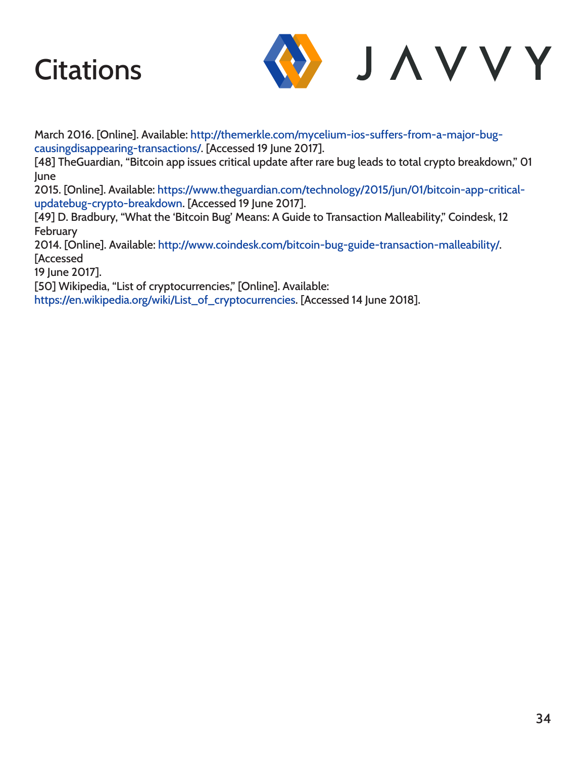# Citations

March 2016. [Online]. Available: http://themerkle.com/mycelium-ios-suffers-from-a-major-bug-causingdisappearing-transactions/. [Accessed 19 June 2017].

[48] TheGuardian, "Bitcoin app issues critical update after rare bug leads to total crypto breakdown," 01 June 2015. [Online]. Available: https://www.theguardian.com/technology/2015/jun/01/bitcoin-app-critical-updatebug-crypto-breakdown. [Accessed 19 June 2017].

[49] D. Bradbury, "What the 'Bitcoin Bug' Means: A Guide to Transaction Malleability," Coindesk, 12 February 2014. [Online]. Available: http://www.coindesk.com/bitcoin-bug-guide-transaction-malleability/. [Accessed 19 June 2017].

[50] Wikipedia, "List of cryptocurrencies," [Online]. Available: https://en.wikipedia.org/wiki/List_of_cryptocurrencies. [Accessed 14 June 2018].